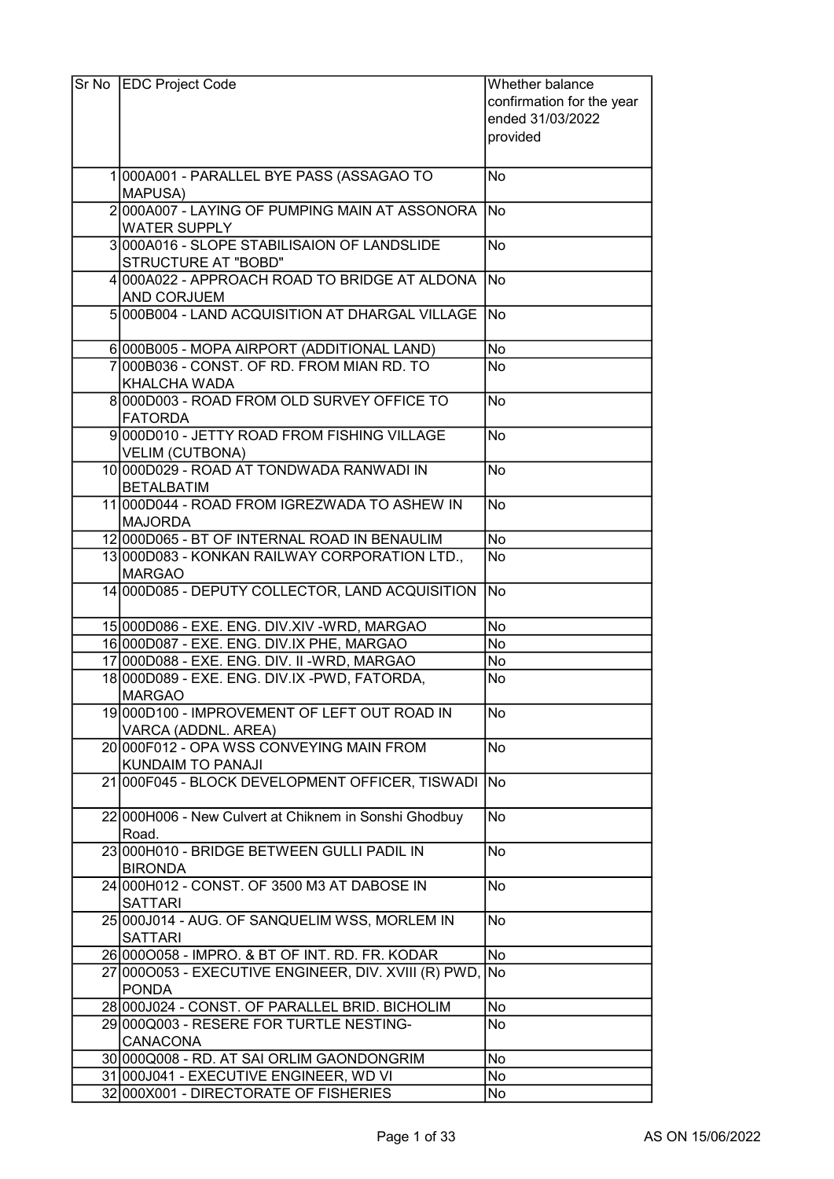| Sr No | EDC Project Code | Whether balance confirmation for the year ended 31/03/2022 provided |
|---|---|---|
| 1 | 000A001 - PARALLEL BYE PASS (ASSAGAO TO MAPUSA) | No |
| 2 | 000A007 - LAYING OF PUMPING MAIN AT ASSONORA WATER SUPPLY | No |
| 3 | 000A016 - SLOPE STABILISAION OF LANDSLIDE STRUCTURE AT "BOBD" | No |
| 4 | 000A022 - APPROACH ROAD TO BRIDGE AT ALDONA AND CORJUEM | No |
| 5 | 000B004 - LAND ACQUISITION AT DHARGAL VILLAGE | No |
| 6 | 000B005 - MOPA AIRPORT (ADDITIONAL LAND) | No |
| 7 | 000B036 - CONST. OF RD. FROM MIAN RD. TO KHALCHA WADA | No |
| 8 | 000D003 - ROAD FROM OLD SURVEY OFFICE TO FATORDA | No |
| 9 | 000D010 - JETTY ROAD FROM FISHING VILLAGE VELIM (CUTBONA) | No |
| 10 | 000D029 - ROAD AT TONDWADA RANWADI IN BETALBATIM | No |
| 11 | 000D044 - ROAD FROM IGREZWADA TO ASHEW IN MAJORDA | No |
| 12 | 000D065 - BT OF INTERNAL ROAD IN BENAULIM | No |
| 13 | 000D083 - KONKAN RAILWAY CORPORATION LTD., MARGAO | No |
| 14 | 000D085 - DEPUTY COLLECTOR, LAND ACQUISITION | No |
| 15 | 000D086 - EXE. ENG. DIV.XIV -WRD, MARGAO | No |
| 16 | 000D087 - EXE. ENG. DIV.IX PHE, MARGAO | No |
| 17 | 000D088 - EXE. ENG. DIV. II -WRD, MARGAO | No |
| 18 | 000D089 - EXE. ENG. DIV.IX -PWD, FATORDA, MARGAO | No |
| 19 | 000D100 - IMPROVEMENT OF LEFT OUT ROAD IN VARCA (ADDNL. AREA) | No |
| 20 | 000F012 - OPA WSS CONVEYING MAIN FROM KUNDAIM TO PANAJI | No |
| 21 | 000F045 - BLOCK DEVELOPMENT OFFICER, TISWADI | No |
| 22 | 000H006 - New Culvert at Chiknem in Sonshi Ghodbuy Road. | No |
| 23 | 000H010 - BRIDGE BETWEEN GULLI PADIL IN BIRONDA | No |
| 24 | 000H012 - CONST. OF 3500 M3 AT DABOSE IN SATTARI | No |
| 25 | 000J014 - AUG. OF SANQUELIM WSS, MORLEM IN SATTARI | No |
| 26 | 000O058 - IMPRO. & BT OF INT. RD. FR. KODAR | No |
| 27 | 000O053 - EXECUTIVE ENGINEER, DIV. XVIII (R) PWD, PONDA | No |
| 28 | 000J024 - CONST. OF PARALLEL BRID. BICHOLIM | No |
| 29 | 000Q003 - RESERE FOR TURTLE NESTING-CANACONA | No |
| 30 | 000Q008 - RD. AT SAI ORLIM GAONDONGRIM | No |
| 31 | 000J041 - EXECUTIVE ENGINEER, WD VI | No |
| 32 | 000X001 - DIRECTORATE OF FISHERIES | No |

AS ON 15/06/2022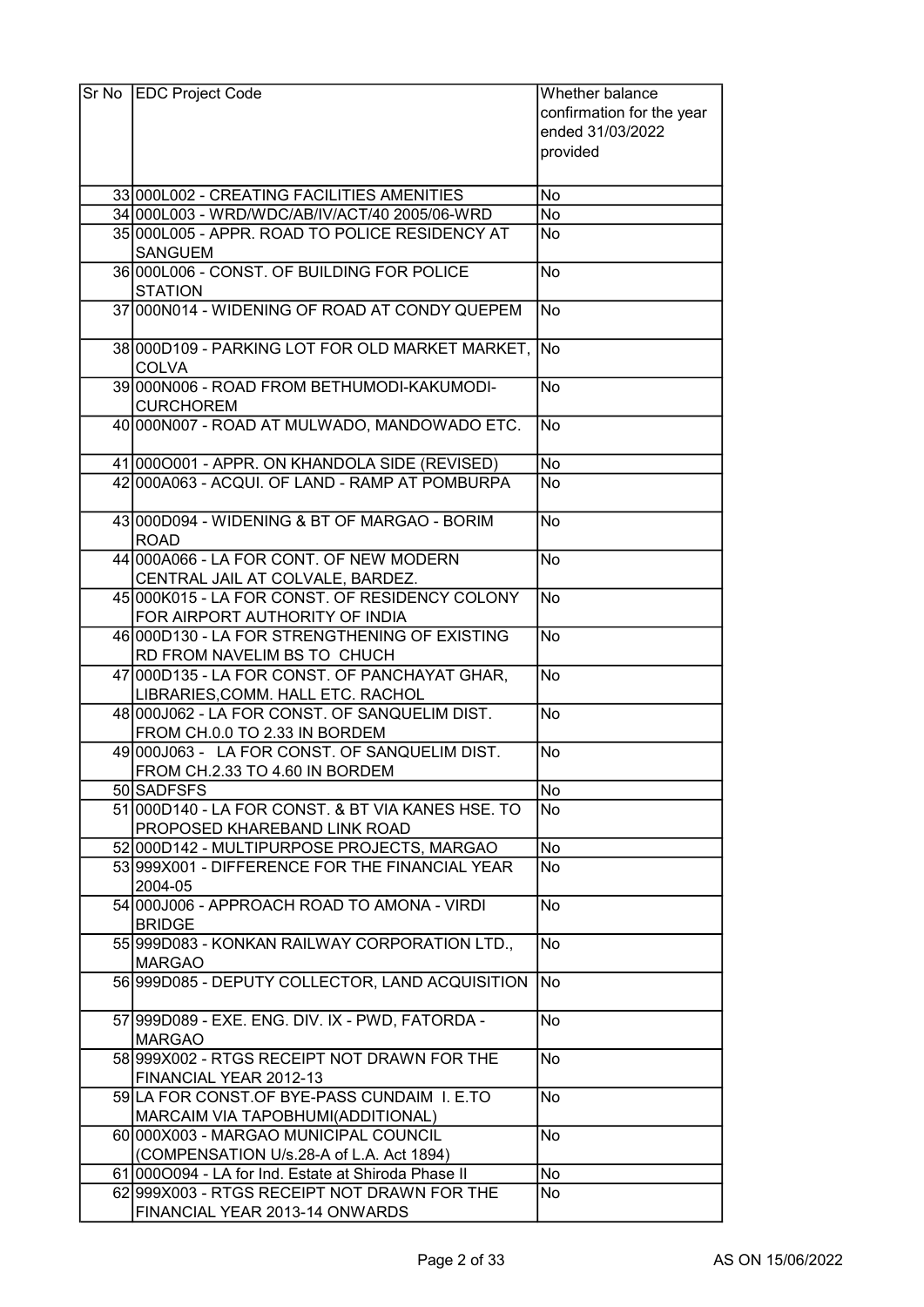| Sr No | EDC Project Code | Whether balance confirmation for the year ended 31/03/2022 provided |
|---|---|---|
| 33 | 000L002 - CREATING FACILITIES AMENITIES | No |
| 34 | 000L003 - WRD/WDC/AB/IV/ACT/40 2005/06-WRD | No |
| 35 | 000L005 - APPR. ROAD TO POLICE RESIDENCY AT SANGUEM | No |
| 36 | 000L006 - CONST. OF BUILDING FOR POLICE STATION | No |
| 37 | 000N014 - WIDENING OF ROAD AT CONDY QUEPEM | No |
| 38 | 000D109 - PARKING LOT FOR OLD MARKET MARKET, COLVA | No |
| 39 | 000N006 - ROAD FROM BETHUMODI-KAKUMODI-CURCHOREM | No |
| 40 | 000N007 - ROAD AT MULWADO, MANDOWADO ETC. | No |
| 41 | 000O001 - APPR. ON KHANDOLA SIDE (REVISED) | No |
| 42 | 000A063 - ACQUI. OF LAND - RAMP AT POMBURPA | No |
| 43 | 000D094 - WIDENING & BT OF MARGAO - BORIM ROAD | No |
| 44 | 000A066 - LA FOR CONT. OF NEW MODERN CENTRAL JAIL AT COLVALE, BARDEZ. | No |
| 45 | 000K015 - LA FOR CONST. OF RESIDENCY COLONY FOR AIRPORT AUTHORITY OF INDIA | No |
| 46 | 000D130 - LA FOR STRENGTHENING OF EXISTING RD FROM NAVELIM BS TO CHUCH | No |
| 47 | 000D135 - LA FOR CONST. OF PANCHAYAT GHAR, LIBRARIES,COMM. HALL ETC. RACHOL | No |
| 48 | 000J062 - LA FOR CONST. OF SANQUELIM DIST. FROM CH.0.0 TO 2.33 IN BORDEM | No |
| 49 | 000J063 - LA FOR CONST. OF SANQUELIM DIST. FROM CH.2.33 TO 4.60 IN BORDEM | No |
| 50 | SADFSFS | No |
| 51 | 000D140 - LA FOR CONST. & BT VIA KANES HSE. TO PROPOSED KHAREBAND LINK ROAD | No |
| 52 | 000D142 - MULTIPURPOSE PROJECTS, MARGAO | No |
| 53 | 999X001 - DIFFERENCE FOR THE FINANCIAL YEAR 2004-05 | No |
| 54 | 000J006 - APPROACH ROAD TO AMONA - VIRDI BRIDGE | No |
| 55 | 999D083 - KONKAN RAILWAY CORPORATION LTD., MARGAO | No |
| 56 | 999D085 - DEPUTY COLLECTOR, LAND ACQUISITION | No |
| 57 | 999D089 - EXE. ENG. DIV. IX - PWD, FATORDA - MARGAO | No |
| 58 | 999X002 - RTGS RECEIPT NOT DRAWN FOR THE FINANCIAL YEAR 2012-13 | No |
| 59 | LA FOR CONST.OF BYE-PASS CUNDAIM I. E.TO MARCAIM VIA TAPOBHUMI(ADDITIONAL) | No |
| 60 | 000X003 - MARGAO MUNICIPAL COUNCIL (COMPENSATION U/s.28-A of L.A. Act 1894) | No |
| 61 | 000O094 - LA for Ind. Estate at Shiroda Phase II | No |
| 62 | 999X003 - RTGS RECEIPT NOT DRAWN FOR THE FINANCIAL YEAR 2013-14 ONWARDS | No |

AS ON 15/06/2022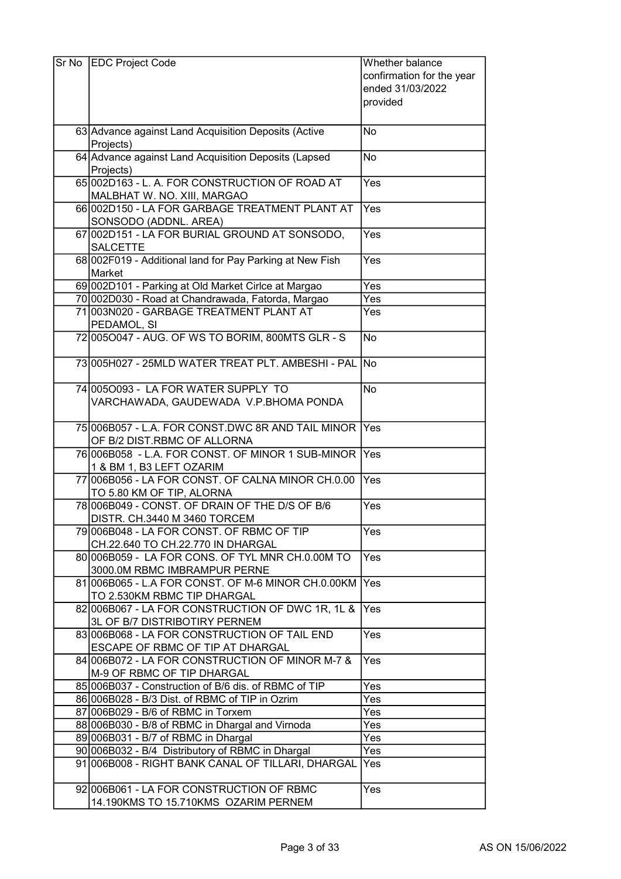| Sr No | EDC Project Code | Whether balance confirmation for the year ended 31/03/2022 provided |
|---|---|---|
| 63 | Advance against Land Acquisition Deposits (Active Projects) | No |
| 64 | Advance against Land Acquisition Deposits (Lapsed Projects) | No |
| 65 | 002D163 - L. A. FOR CONSTRUCTION OF ROAD AT MALBHAT W. NO. XIII, MARGAO | Yes |
| 66 | 002D150 - LA FOR GARBAGE TREATMENT PLANT AT SONSODO (ADDNL. AREA) | Yes |
| 67 | 002D151 - LA FOR BURIAL GROUND AT SONSODO, SALCETTE | Yes |
| 68 | 002F019 - Additional land for Pay Parking at New Fish Market | Yes |
| 69 | 002D101 - Parking at Old Market Cirlce at Margao | Yes |
| 70 | 002D030 - Road at Chandrawada, Fatorda, Margao | Yes |
| 71 | 003N020 - GARBAGE TREATMENT PLANT AT PEDAMOL, SI | Yes |
| 72 | 005O047 - AUG. OF WS TO BORIM, 800MTS GLR - S | No |
| 73 | 005H027 - 25MLD WATER TREAT PLT. AMBESHI - PAL | No |
| 74 | 005O093 - LA FOR WATER SUPPLY TO VARCHAWADA, GAUDEWADA V.P.BHOMA PONDA | No |
| 75 | 006B057 - L.A. FOR CONST.DWC 8R AND TAIL MINOR OF B/2 DIST.RBMC OF ALLORNA | Yes |
| 76 | 006B058 - L.A. FOR CONST. OF MINOR 1 SUB-MINOR 1 & BM 1, B3 LEFT OZARIM | Yes |
| 77 | 006B056 - LA FOR CONST. OF CALNA MINOR CH.0.00 TO 5.80 KM OF TIP, ALORNA | Yes |
| 78 | 006B049 - CONST. OF DRAIN OF THE D/S OF B/6 DISTR. CH.3440 M 3460 TORCEM | Yes |
| 79 | 006B048 - LA FOR CONST. OF RBMC OF TIP CH.22.640 TO CH.22.770 IN DHARGAL | Yes |
| 80 | 006B059 - LA FOR CONS. OF TYL MNR CH.0.00M TO 3000.0M RBMC IMBRAMPUR PERNE | Yes |
| 81 | 006B065 - L.A FOR CONST. OF M-6 MINOR CH.0.00KM TO 2.530KM RBMC TIP DHARGAL | Yes |
| 82 | 006B067 - LA FOR CONSTRUCTION OF DWC 1R, 1L & 3L OF B/7 DISTRIBOTIRY PERNEM | Yes |
| 83 | 006B068 - LA FOR CONSTRUCTION OF TAIL END ESCAPE OF RBMC OF TIP AT DHARGAL | Yes |
| 84 | 006B072 - LA FOR CONSTRUCTION OF MINOR M-7 & M-9 OF RBMC OF TIP DHARGAL | Yes |
| 85 | 006B037 - Construction of B/6 dis. of RBMC of TIP | Yes |
| 86 | 006B028 - B/3 Dist. of RBMC of TIP in Ozrim | Yes |
| 87 | 006B029 - B/6 of RBMC in Torxem | Yes |
| 88 | 006B030 - B/8 of RBMC in Dhargal and Virnoda | Yes |
| 89 | 006B031 - B/7 of RBMC in Dhargal | Yes |
| 90 | 006B032 - B/4 Distributory of RBMC in Dhargal | Yes |
| 91 | 006B008 - RIGHT BANK CANAL OF TILLARI, DHARGAL | Yes |
| 92 | 006B061 - LA FOR CONSTRUCTION OF RBMC 14.190KMS TO 15.710KMS OZARIM PERNEM | Yes |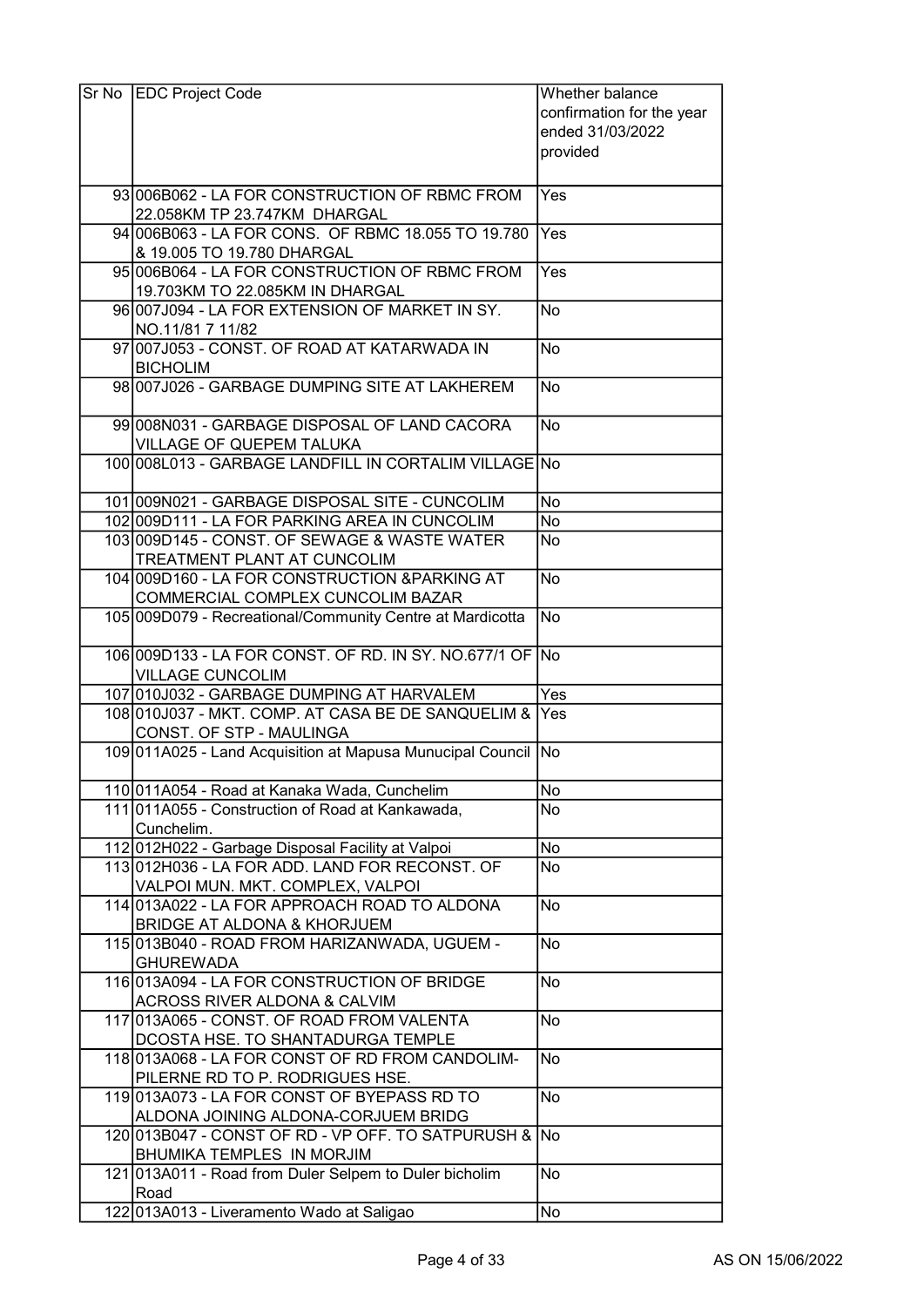| Sr No | EDC Project Code | Whether balance confirmation for the year ended 31/03/2022 provided |
|---|---|---|
| 93 | 006B062 - LA FOR CONSTRUCTION OF RBMC FROM 22.058KM TP 23.747KM DHARGAL | Yes |
| 94 | 006B063 - LA FOR CONS. OF RBMC 18.055 TO 19.780 & 19.005 TO 19.780 DHARGAL | Yes |
| 95 | 006B064 - LA FOR CONSTRUCTION OF RBMC FROM 19.703KM TO 22.085KM IN DHARGAL | Yes |
| 96 | 007J094 - LA FOR EXTENSION OF MARKET IN SY. NO.11/81 7 11/82 | No |
| 97 | 007J053 - CONST. OF ROAD AT KATARWADA IN BICHOLIM | No |
| 98 | 007J026 - GARBAGE DUMPING SITE AT LAKHEREM | No |
| 99 | 008N031 - GARBAGE DISPOSAL OF LAND CACORA VILLAGE OF QUEPEM TALUKA | No |
| 100 | 008L013 - GARBAGE LANDFILL IN CORTALIM VILLAGE | No |
| 101 | 009N021 - GARBAGE DISPOSAL SITE - CUNCOLIM | No |
| 102 | 009D111 - LA FOR PARKING AREA IN CUNCOLIM | No |
| 103 | 009D145 - CONST. OF SEWAGE & WASTE WATER TREATMENT PLANT AT CUNCOLIM | No |
| 104 | 009D160 - LA FOR CONSTRUCTION &PARKING AT COMMERCIAL COMPLEX CUNCOLIM BAZAR | No |
| 105 | 009D079 - Recreational/Community Centre at Mardicotta | No |
| 106 | 009D133 - LA FOR CONST. OF RD. IN SY. NO.677/1 OF VILLAGE CUNCOLIM | No |
| 107 | 010J032 - GARBAGE DUMPING AT HARVALEM | Yes |
| 108 | 010J037 - MKT. COMP. AT CASA BE DE SANQUELIM & CONST. OF STP - MAULINGA | Yes |
| 109 | 011A025 - Land Acquisition at Mapusa Munucipal Council | No |
| 110 | 011A054 - Road at Kanaka Wada, Cunchelim | No |
| 111 | 011A055 - Construction of Road at Kankawada, Cunchelim. | No |
| 112 | 012H022 - Garbage Disposal Facility at Valpoi | No |
| 113 | 012H036 - LA FOR ADD. LAND FOR RECONST. OF VALPOI MUN. MKT. COMPLEX, VALPOI | No |
| 114 | 013A022 - LA FOR APPROACH ROAD TO ALDONA BRIDGE AT ALDONA & KHORJUEM | No |
| 115 | 013B040 - ROAD FROM HARIZANWADA, UGUEM - GHUREWADA | No |
| 116 | 013A094 - LA FOR CONSTRUCTION OF BRIDGE ACROSS RIVER ALDONA & CALVIM | No |
| 117 | 013A065 - CONST. OF ROAD FROM VALENTA DCOSTA HSE. TO SHANTADURGA TEMPLE | No |
| 118 | 013A068 - LA FOR CONST OF RD FROM CANDOLIM-PILERNE RD TO P. RODRIGUES HSE. | No |
| 119 | 013A073 - LA FOR CONST OF BYEPASS RD TO ALDONA JOINING ALDONA-CORJUEM BRIDG | No |
| 120 | 013B047 - CONST OF RD - VP OFF. TO SATPURUSH & BHUMIKA TEMPLES IN MORJIM | No |
| 121 | 013A011 - Road from Duler Selpem to Duler bicholim Road | No |
| 122 | 013A013 - Liveramento Wado at Saligao | No |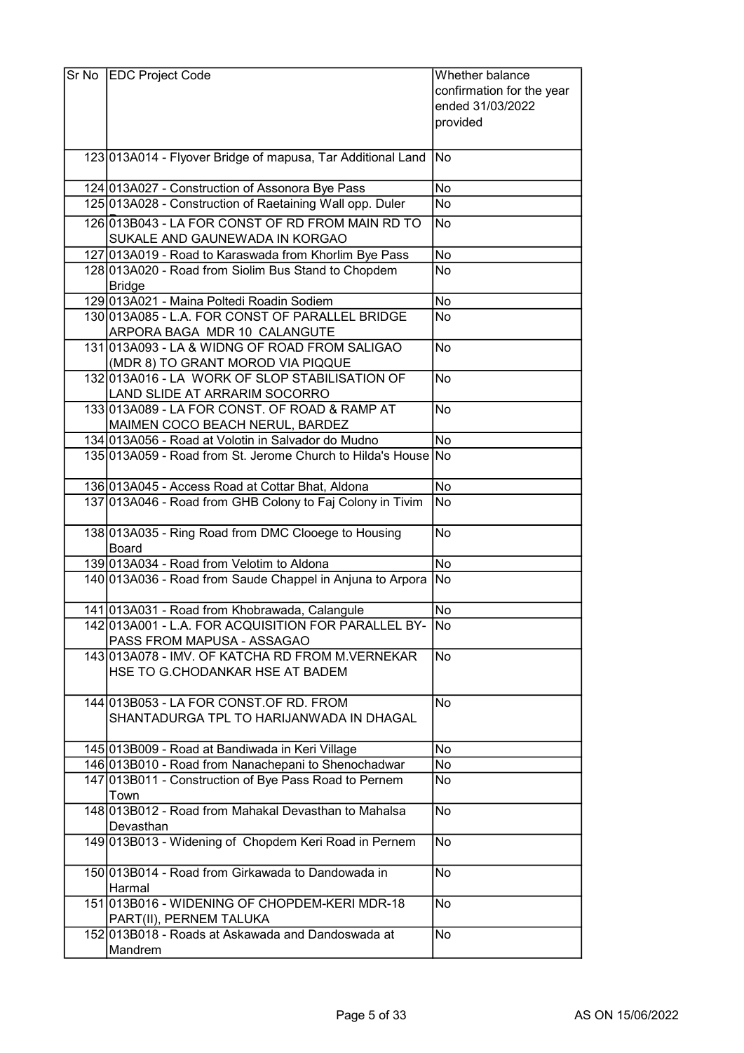| Sr No | EDC Project Code | Whether balance confirmation for the year ended 31/03/2022 provided |
|---|---|---|
| 123 | 013A014 - Flyover Bridge of mapusa, Tar Additional Land | No |
| 124 | 013A027 - Construction of Assonora Bye Pass | No |
| 125 | 013A028 - Construction of Raetaining Wall opp. Duler | No |
| 126 | 013B043 - LA FOR CONST OF RD FROM MAIN RD TO SUKALE AND GAUNEWADA IN KORGAO | No |
| 127 | 013A019 - Road to Karaswada from Khorlim Bye Pass | No |
| 128 | 013A020 - Road from Siolim Bus Stand to Chopdem Bridge | No |
| 129 | 013A021 - Maina Poltedi Roadin Sodiem | No |
| 130 | 013A085 - L.A. FOR CONST OF PARALLEL BRIDGE ARPORA BAGA MDR 10 CALANGUTE | No |
| 131 | 013A093 - LA & WIDNG OF ROAD FROM SALIGAO (MDR 8) TO GRANT MOROD VIA PIQQUE | No |
| 132 | 013A016 - LA WORK OF SLOP STABILISATION OF LAND SLIDE AT ARRARIM SOCORRO | No |
| 133 | 013A089 - LA FOR CONST. OF ROAD & RAMP AT MAIMEN COCO BEACH NERUL, BARDEZ | No |
| 134 | 013A056 - Road at Volotin in Salvador do Mudno | No |
| 135 | 013A059 - Road from St. Jerome Church to Hilda's House | No |
| 136 | 013A045 - Access Road at Cottar Bhat, Aldona | No |
| 137 | 013A046 - Road from GHB Colony to Faj Colony in Tivim | No |
| 138 | 013A035 - Ring Road from DMC Clooege to Housing Board | No |
| 139 | 013A034 - Road from Velotim to Aldona | No |
| 140 | 013A036 - Road from Saude Chappel in Anjuna to Arpora | No |
| 141 | 013A031 - Road from Khobrawada, Calangule | No |
| 142 | 013A001 - L.A. FOR ACQUISITION FOR PARALLEL BY-PASS FROM MAPUSA - ASSAGAO | No |
| 143 | 013A078 - IMV. OF KATCHA RD FROM M.VERNEKAR HSE TO G.CHODANKAR HSE AT BADEM | No |
| 144 | 013B053 - LA FOR CONST.OF RD. FROM SHANTADURGA TPL TO HARIJANWADA IN DHAGAL | No |
| 145 | 013B009 - Road at Bandiwada in Keri Village | No |
| 146 | 013B010 - Road from Nanachepani to Shenochadwar | No |
| 147 | 013B011 - Construction of Bye Pass Road to Pernem Town | No |
| 148 | 013B012 - Road from Mahakal Devasthan to Mahalsa Devasthan | No |
| 149 | 013B013 - Widening of Chopdem Keri Road in Pernem | No |
| 150 | 013B014 - Road from Girkawada to Dandowada in Harmal | No |
| 151 | 013B016 - WIDENING OF CHOPDEM-KERI MDR-18 PART(II), PERNEM TALUKA | No |
| 152 | 013B018 - Roads at Askawada and Dandoswada at Mandrem | No |

AS ON 15/06/2022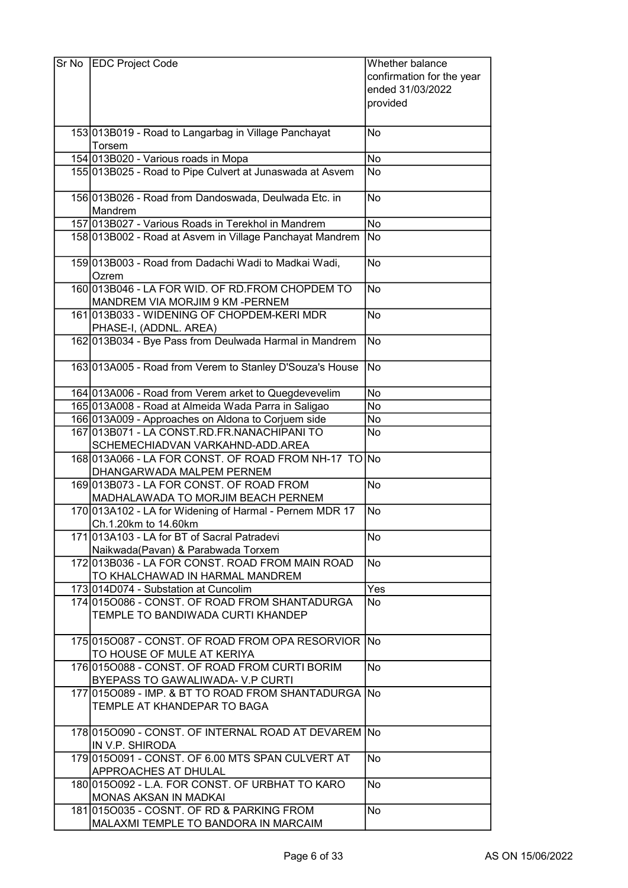| Sr No | EDC Project Code | Whether balance confirmation for the year ended 31/03/2022 provided |
|---|---|---|
| 153 | 013B019 - Road to Langarbag in Village Panchayat Torsem | No |
| 154 | 013B020 - Various roads in Mopa | No |
| 155 | 013B025 - Road to Pipe Culvert at Junaswada at Asvem | No |
| 156 | 013B026 - Road from Dandoswada, Deulwada Etc. in Mandrem | No |
| 157 | 013B027 - Various Roads in Terekhol in Mandrem | No |
| 158 | 013B002 - Road at Asvem in Village Panchayat Mandrem | No |
| 159 | 013B003 - Road from Dadachi Wadi to Madkai Wadi, Ozrem | No |
| 160 | 013B046 - LA FOR WID. OF RD.FROM CHOPDEM TO MANDREM VIA MORJIM 9 KM -PERNEM | No |
| 161 | 013B033 - WIDENING OF CHOPDEM-KERI MDR PHASE-I, (ADDNL. AREA) | No |
| 162 | 013B034 - Bye Pass from Deulwada Harmal in Mandrem | No |
| 163 | 013A005 - Road from Verem to Stanley D'Souza's House | No |
| 164 | 013A006 - Road from Verem arket to Quegdevevelim | No |
| 165 | 013A008 - Road at Almeida Wada Parra in Saligao | No |
| 166 | 013A009 - Approaches on Aldona to Corjuem side | No |
| 167 | 013B071 - LA CONST.RD.FR.NANACHIPANI TO SCHEMECHIADVAN VARKAHND-ADD.AREA | No |
| 168 | 013A066 - LA FOR CONST. OF ROAD FROM NH-17 TO DHANGARWADA MALPEM PERNEM | No |
| 169 | 013B073 - LA FOR CONST. OF ROAD FROM MADHALAWADA TO MORJIM BEACH PERNEM | No |
| 170 | 013A102 - LA for Widening of Harmal - Pernem MDR 17 Ch.1.20km to 14.60km | No |
| 171 | 013A103 - LA for BT of Sacral Patradevi Naikwada(Pavan) & Parabwada Torxem | No |
| 172 | 013B036 - LA FOR CONST. ROAD FROM MAIN ROAD TO KHALCHAWAD IN HARMAL MANDREM | No |
| 173 | 014D074 - Substation at Cuncolim | Yes |
| 174 | 015O086 - CONST. OF ROAD FROM SHANTADURGA TEMPLE TO BANDIWADA CURTI KHANDEP | No |
| 175 | 015O087 - CONST. OF ROAD FROM OPA RESORVIOR TO HOUSE OF MULE AT KERIYA | No |
| 176 | 015O088 - CONST. OF ROAD FROM CURTI BORIM BYEPASS TO GAWALIWADA- V.P CURTI | No |
| 177 | 015O089 - IMP. & BT TO ROAD FROM SHANTADURGA TEMPLE AT KHANDEPAR TO BAGA | No |
| 178 | 015O090 - CONST. OF INTERNAL ROAD AT DEVAREM IN V.P. SHIRODA | No |
| 179 | 015O091 - CONST. OF 6.00 MTS SPAN CULVERT AT APPROACHES AT DHULAL | No |
| 180 | 015O092 - L.A. FOR CONST. OF URBHAT TO KARO MONAS AKSAN IN MADKAI | No |
| 181 | 015O035 - COSNT. OF RD & PARKING FROM MALAXMI TEMPLE TO BANDORA IN MARCAIM | No |

AS ON 15/06/2022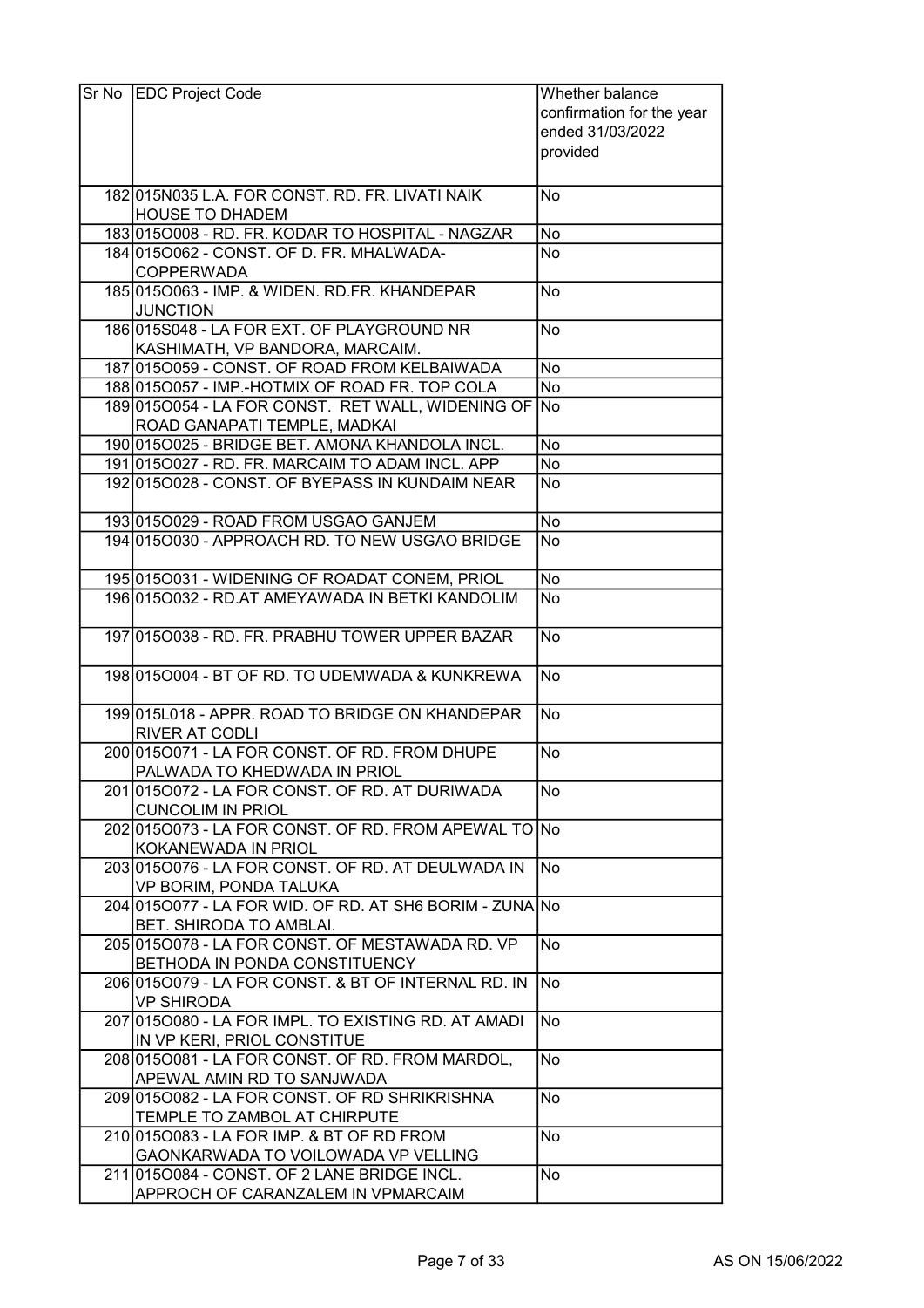| Sr No | EDC Project Code | Whether balance confirmation for the year ended 31/03/2022 provided |
|---|---|---|
| 182 | 015N035 L.A. FOR CONST. RD. FR. LIVATI NAIK HOUSE TO DHADEM | No |
| 183 | 015O008 - RD. FR. KODAR TO HOSPITAL - NAGZAR | No |
| 184 | 015O062 - CONST. OF D. FR. MHALWADA-COPPERWADA | No |
| 185 | 015O063 - IMP. & WIDEN. RD.FR. KHANDEPAR JUNCTION | No |
| 186 | 015S048 - LA FOR EXT. OF PLAYGROUND NR KASHIMATH, VP BANDORA, MARCAIM. | No |
| 187 | 015O059 - CONST. OF ROAD FROM KELBAIWADA | No |
| 188 | 015O057 - IMP.-HOTMIX OF ROAD FR. TOP COLA | No |
| 189 | 015O054 - LA FOR CONST. RET WALL, WIDENING OF ROAD GANAPATI TEMPLE, MADKAI | No |
| 190 | 015O025 - BRIDGE BET. AMONA KHANDOLA INCL. | No |
| 191 | 015O027 - RD. FR. MARCAIM TO ADAM INCL. APP | No |
| 192 | 015O028 - CONST. OF BYEPASS IN KUNDAIM NEAR | No |
| 193 | 015O029 - ROAD FROM USGAO GANJEM | No |
| 194 | 015O030 - APPROACH RD. TO NEW USGAO BRIDGE | No |
| 195 | 015O031 - WIDENING OF ROADAT CONEM, PRIOL | No |
| 196 | 015O032 - RD.AT AMEYAWADA IN BETKI KANDOLIM | No |
| 197 | 015O038 - RD. FR. PRABHU TOWER UPPER BAZAR | No |
| 198 | 015O004 - BT OF RD. TO UDEMWADA & KUNKREWA | No |
| 199 | 015L018 - APPR. ROAD TO BRIDGE ON KHANDEPAR RIVER AT CODLI | No |
| 200 | 015O071 - LA FOR CONST. OF RD. FROM DHUPE PALWADA TO KHEDWADA IN PRIOL | No |
| 201 | 015O072 - LA FOR CONST. OF RD. AT DURIWADA CUNCOLIM IN PRIOL | No |
| 202 | 015O073 - LA FOR CONST. OF RD. FROM APEWAL TO KOKANEWADA IN PRIOL | No |
| 203 | 015O076 - LA FOR CONST. OF RD. AT DEULWADA IN VP BORIM, PONDA TALUKA | No |
| 204 | 015O077 - LA FOR WID. OF RD. AT SH6 BORIM - ZUNA BET. SHIRODA TO AMBLAI. | No |
| 205 | 015O078 - LA FOR CONST. OF MESTAWADA RD. VP BETHODA IN PONDA CONSTITUENCY | No |
| 206 | 015O079 - LA FOR CONST. & BT OF INTERNAL RD. IN VP SHIRODA | No |
| 207 | 015O080 - LA FOR IMPL. TO EXISTING RD. AT AMADI IN VP KERI, PRIOL CONSTITUE | No |
| 208 | 015O081 - LA FOR CONST. OF RD. FROM MARDOL, APEWAL AMIN RD TO SANJWADA | No |
| 209 | 015O082 - LA FOR CONST. OF RD SHRIKRISHNA TEMPLE TO ZAMBOL AT CHIRPUTE | No |
| 210 | 015O083 - LA FOR IMP. & BT OF RD FROM GAONKARWADA TO VOILOWADA VP VELLING | No |
| 211 | 015O084 - CONST. OF 2 LANE BRIDGE INCL. APPROCH OF CARANZALEM IN VPMARCAIM | No |

AS ON 15/06/2022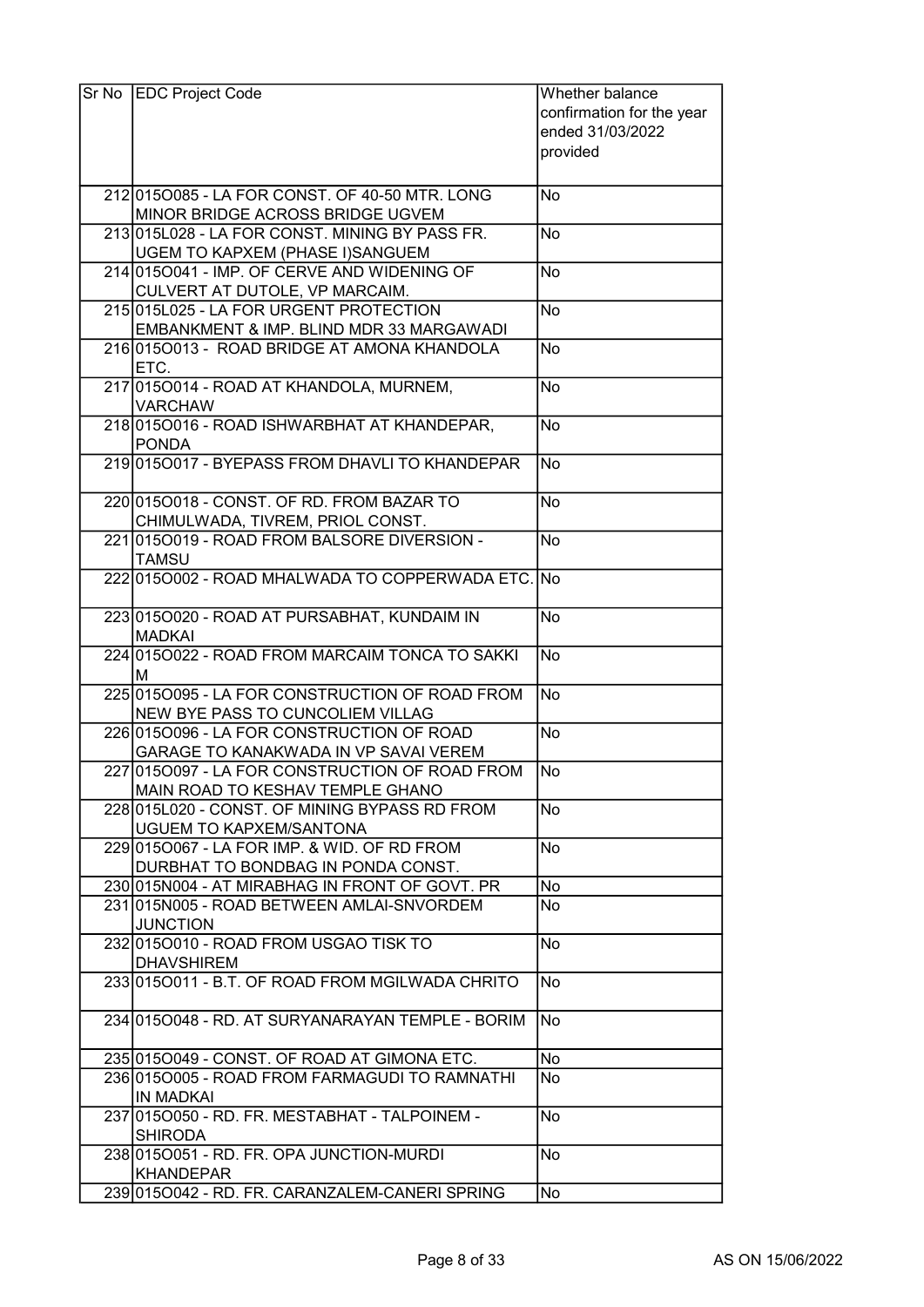| Sr No | EDC Project Code | Whether balance confirmation for the year ended 31/03/2022 provided |
|---|---|---|
| 212 | 015O085 - LA FOR CONST. OF 40-50 MTR. LONG MINOR BRIDGE ACROSS BRIDGE UGVEM | No |
| 213 | 015L028 - LA FOR CONST. MINING BY PASS FR. UGEM TO KAPXEM (PHASE I)SANGUEM | No |
| 214 | 015O041 - IMP. OF CERVE AND WIDENING OF CULVERT AT DUTOLE, VP MARCAIM. | No |
| 215 | 015L025 - LA FOR URGENT PROTECTION EMBANKMENT & IMP. BLIND MDR 33 MARGAWADI | No |
| 216 | 015O013 - ROAD BRIDGE AT AMONA KHANDOLA ETC. | No |
| 217 | 015O014 - ROAD AT KHANDOLA, MURNEM, VARCHAW | No |
| 218 | 015O016 - ROAD ISHWARBHAT AT KHANDEPAR, PONDA | No |
| 219 | 015O017 - BYEPASS FROM DHAVLI TO KHANDEPAR | No |
| 220 | 015O018 - CONST. OF RD. FROM BAZAR TO CHIMULWADA, TIVREM, PRIOL CONST. | No |
| 221 | 015O019 - ROAD FROM BALSORE DIVERSION - TAMSU | No |
| 222 | 015O002 - ROAD MHALWADA TO COPPERWADA ETC. | No |
| 223 | 015O020 - ROAD AT PURSABHAT, KUNDAIM IN MADKAI | No |
| 224 | 015O022 - ROAD FROM MARCAIM TONCA TO SAKKI M | No |
| 225 | 015O095 - LA FOR CONSTRUCTION OF ROAD FROM NEW BYE PASS TO CUNCOLIEM VILLAG | No |
| 226 | 015O096 - LA FOR CONSTRUCTION OF ROAD GARAGE TO KANAKWADA IN VP SAVAI VEREM | No |
| 227 | 015O097 - LA FOR CONSTRUCTION OF ROAD FROM MAIN ROAD TO KESHAV TEMPLE GHANO | No |
| 228 | 015L020 - CONST. OF MINING BYPASS RD FROM UGUEM TO KAPXEM/SANTONA | No |
| 229 | 015O067 - LA FOR IMP. & WID. OF RD FROM DURBHAT TO BONDBAG IN PONDA CONST. | No |
| 230 | 015N004 - AT MIRABHAG IN FRONT OF GOVT. PR | No |
| 231 | 015N005 - ROAD BETWEEN AMLAI-SNVORDEM JUNCTION | No |
| 232 | 015O010 - ROAD FROM USGAO TISK TO DHAVSHIREM | No |
| 233 | 015O011 - B.T. OF ROAD FROM MGILWADA CHRITO | No |
| 234 | 015O048 - RD. AT SURYANARAYAN TEMPLE - BORIM | No |
| 235 | 015O049 - CONST. OF ROAD AT GIMONA ETC. | No |
| 236 | 015O005 - ROAD FROM FARMAGUDI TO RAMNATHI IN MADKAI | No |
| 237 | 015O050 - RD. FR. MESTABHAT - TALPOINEM - SHIRODA | No |
| 238 | 015O051 - RD. FR. OPA JUNCTION-MURDI KHANDEPAR | No |
| 239 | 015O042 - RD. FR. CARANZALEM-CANERI SPRING | No |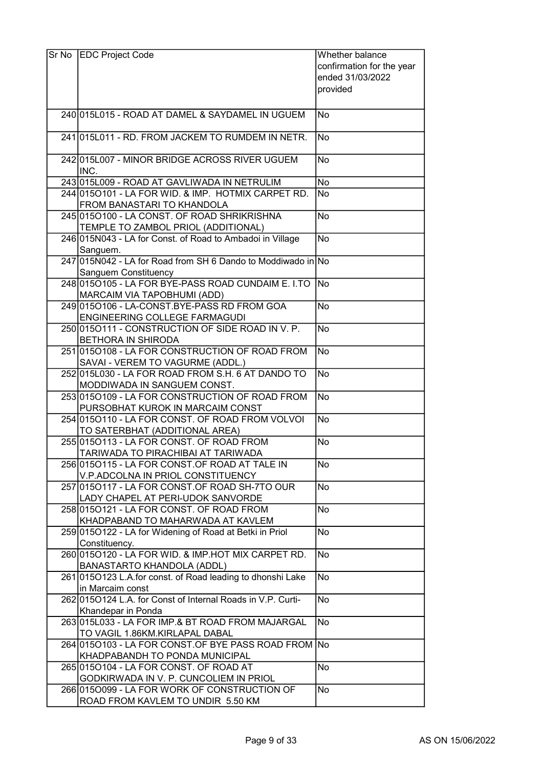| Sr No | EDC Project Code | Whether balance confirmation for the year ended 31/03/2022 provided |
|---|---|---|
| 240 | 015L015 - ROAD AT DAMEL & SAYDAMEL IN UGUEM | No |
| 241 | 015L011 - RD. FROM JACKEM TO RUMDEM IN NETR. | No |
| 242 | 015L007 - MINOR BRIDGE ACROSS RIVER UGUEM INC. | No |
| 243 | 015L009 - ROAD AT GAVLIWADA IN NETRULIM | No |
| 244 | 015O101 - LA FOR WID. & IMP. HOTMIX CARPET RD. FROM BANASTARI TO KHANDOLA | No |
| 245 | 015O100 - LA CONST. OF ROAD SHRIKRISHNA TEMPLE TO ZAMBOL PRIOL (ADDITIONAL) | No |
| 246 | 015N043 - LA for Const. of Road to Ambadoi in Village Sanguem. | No |
| 247 | 015N042 - LA for Road from SH 6 Dando to Moddiwado in Sanguem Constituency | No |
| 248 | 015O105 - LA FOR BYE-PASS ROAD CUNDAIM E. I.TO MARCAIM VIA TAPOBHUMI (ADD) | No |
| 249 | 015O106 - LA-CONST.BYE-PASS RD FROM GOA ENGINEERING COLLEGE FARMAGUDI | No |
| 250 | 015O111 - CONSTRUCTION OF SIDE ROAD IN V. P. BETHORA IN SHIRODA | No |
| 251 | 015O108 - LA FOR CONSTRUCTION OF ROAD FROM SAVAI - VEREM TO VAGURME (ADDL.) | No |
| 252 | 015L030 - LA FOR ROAD FROM S.H. 6 AT DANDO TO MODDIWADA IN SANGUEM CONST. | No |
| 253 | 015O109 - LA FOR CONSTRUCTION OF ROAD FROM PURSOBHAT KUROK IN MARCAIM CONST | No |
| 254 | 015O110 - LA FOR CONST. OF ROAD FROM VOLVOI TO SATERBHAT (ADDITIONAL AREA) | No |
| 255 | 015O113 - LA FOR CONST. OF ROAD FROM TARIWADA TO PIRACHIBAI AT TARIWADA | No |
| 256 | 015O115 - LA FOR CONST.OF ROAD AT TALE IN V.P.ADCOLNA IN PRIOL CONSTITUENCY | No |
| 257 | 015O117 - LA FOR CONST.OF ROAD SH-7TO OUR LADY CHAPEL AT PERI-UDOK SANVORDE | No |
| 258 | 015O121 - LA FOR CONST. OF ROAD FROM KHADPABAND TO MAHARWADA AT KAVLEM | No |
| 259 | 015O122 - LA for Widening of Road at Betki in Priol Constituency. | No |
| 260 | 015O120 - LA FOR WID. & IMP.HOT MIX CARPET RD. BANASTARTO KHANDOLA (ADDL) | No |
| 261 | 015O123 L.A.for const. of Road leading to dhonshi Lake in Marcaim const | No |
| 262 | 015O124 L.A. for Const of Internal Roads in V.P. Curti-Khandepar in Ponda | No |
| 263 | 015L033 - LA FOR IMP.& BT ROAD FROM MAJARGAL TO VAGIL 1.86KM.KIRLAPAL DABAL | No |
| 264 | 015O103 - LA FOR CONST.OF BYE PASS ROAD FROM KHADPABANDH TO PONDA MUNICIPAL | No |
| 265 | 015O104 - LA FOR CONST. OF ROAD AT GODKIRWADA IN V. P. CUNCOLIEM IN PRIOL | No |
| 266 | 015O099 - LA FOR WORK OF CONSTRUCTION OF ROAD FROM KAVLEM TO UNDIR 5.50 KM | No |

AS ON 15/06/2022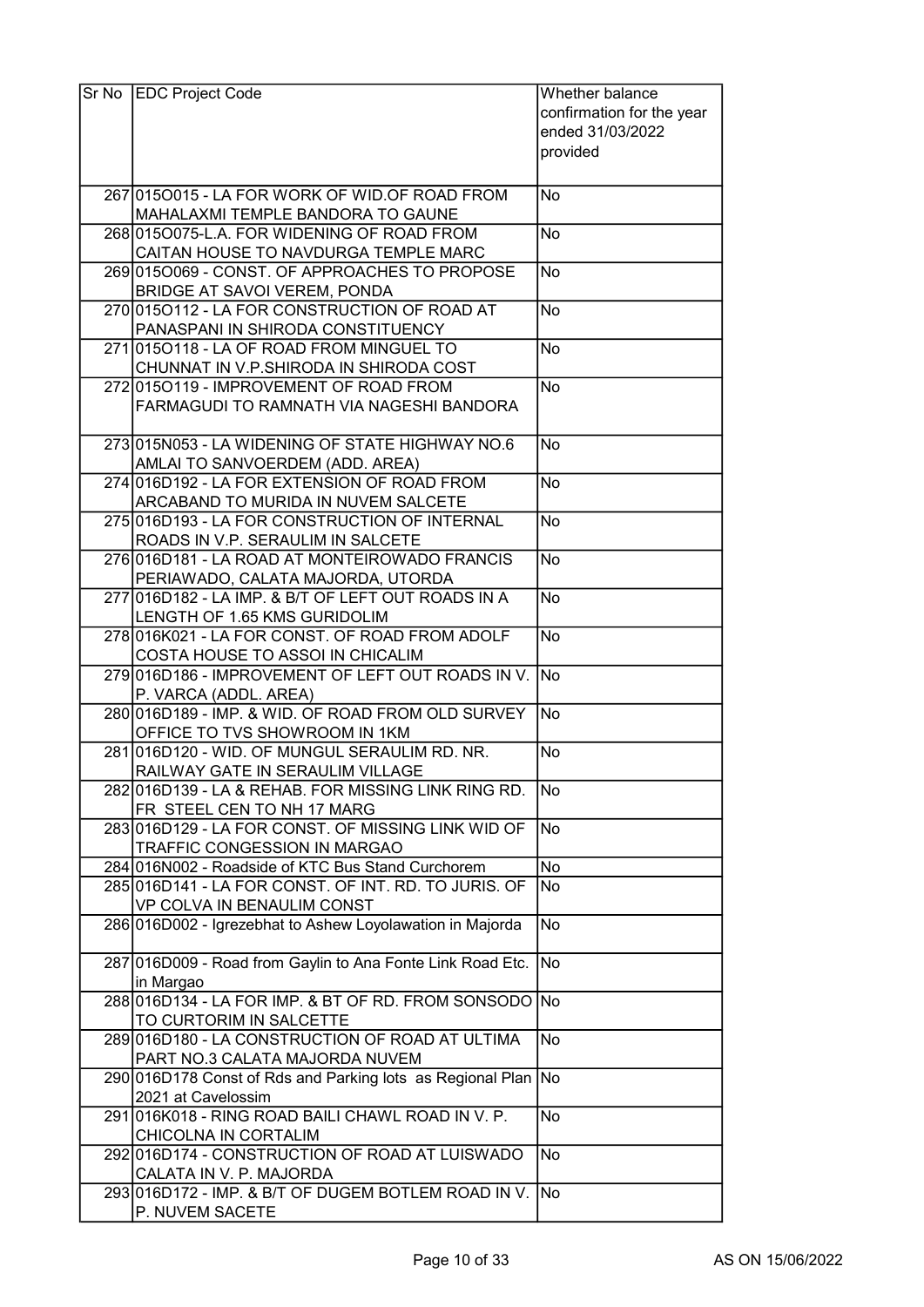| Sr No | EDC Project Code | Whether balance confirmation for the year ended 31/03/2022 provided |
|---|---|---|
| 267 | 015O015 - LA FOR WORK OF WID.OF ROAD FROM MAHALAXMI TEMPLE BANDORA TO GAUNE | No |
| 268 | 015O075-L.A. FOR WIDENING OF ROAD FROM CAITAN HOUSE TO NAVDURGA TEMPLE MARC | No |
| 269 | 015O069 - CONST. OF APPROACHES TO PROPOSE BRIDGE AT SAVOI VEREM, PONDA | No |
| 270 | 015O112 - LA FOR CONSTRUCTION OF ROAD AT PANASPANI IN SHIRODA CONSTITUENCY | No |
| 271 | 015O118 - LA OF ROAD FROM MINGUEL TO CHUNNAT IN V.P.SHIRODA IN SHIRODA COST | No |
| 272 | 015O119 - IMPROVEMENT OF ROAD FROM FARMAGUDI TO RAMNATH VIA NAGESHI BANDORA | No |
| 273 | 015N053 - LA WIDENING OF STATE HIGHWAY NO.6 AMLAI TO SANVOERDEM (ADD. AREA) | No |
| 274 | 016D192 - LA FOR EXTENSION OF ROAD FROM ARCABAND TO MURIDA IN NUVEM SALCETE | No |
| 275 | 016D193 - LA FOR CONSTRUCTION OF INTERNAL ROADS IN V.P. SERAULIM IN SALCETE | No |
| 276 | 016D181 - LA ROAD AT MONTEIROWADO FRANCIS PERIAWADO, CALATA MAJORDA, UTORDA | No |
| 277 | 016D182 - LA IMP. & B/T OF LEFT OUT ROADS IN A LENGTH OF 1.65 KMS GURIDOLIM | No |
| 278 | 016K021 - LA FOR CONST. OF ROAD FROM ADOLF COSTA HOUSE TO ASSOI IN CHICALIM | No |
| 279 | 016D186 - IMPROVEMENT OF LEFT OUT ROADS IN V. P. VARCA (ADDL. AREA) | No |
| 280 | 016D189 - IMP. & WID. OF ROAD FROM OLD SURVEY OFFICE TO TVS SHOWROOM IN 1KM | No |
| 281 | 016D120 - WID. OF MUNGUL SERAULIM RD. NR. RAILWAY GATE IN SERAULIM VILLAGE | No |
| 282 | 016D139 - LA & REHAB. FOR MISSING LINK RING RD. FR STEEL CEN TO NH 17 MARG | No |
| 283 | 016D129 - LA FOR CONST. OF MISSING LINK WID OF TRAFFIC CONGESSION IN MARGAO | No |
| 284 | 016N002 - Roadside of KTC Bus Stand Curchorem | No |
| 285 | 016D141 - LA FOR CONST. OF INT. RD. TO JURIS. OF VP COLVA IN BENAULIM CONST | No |
| 286 | 016D002 - Igrezebhat to Ashew Loyolawation in Majorda | No |
| 287 | 016D009 - Road from Gaylin to Ana Fonte Link Road Etc. in Margao | No |
| 288 | 016D134 - LA FOR IMP. & BT OF RD. FROM SONSODO TO CURTORIM IN SALCETTE | No |
| 289 | 016D180 - LA CONSTRUCTION OF ROAD AT ULTIMA PART NO.3 CALATA MAJORDA NUVEM | No |
| 290 | 016D178 Const of Rds and Parking lots as Regional Plan 2021 at Cavelossim | No |
| 291 | 016K018 - RING ROAD BAILI CHAWL ROAD IN V. P. CHICOLNA IN CORTALIM | No |
| 292 | 016D174 - CONSTRUCTION OF ROAD AT LUISWADO CALATA IN V. P. MAJORDA | No |
| 293 | 016D172 - IMP. & B/T OF DUGEM BOTLEM ROAD IN V. P. NUVEM SACETE | No |

AS ON 15/06/2022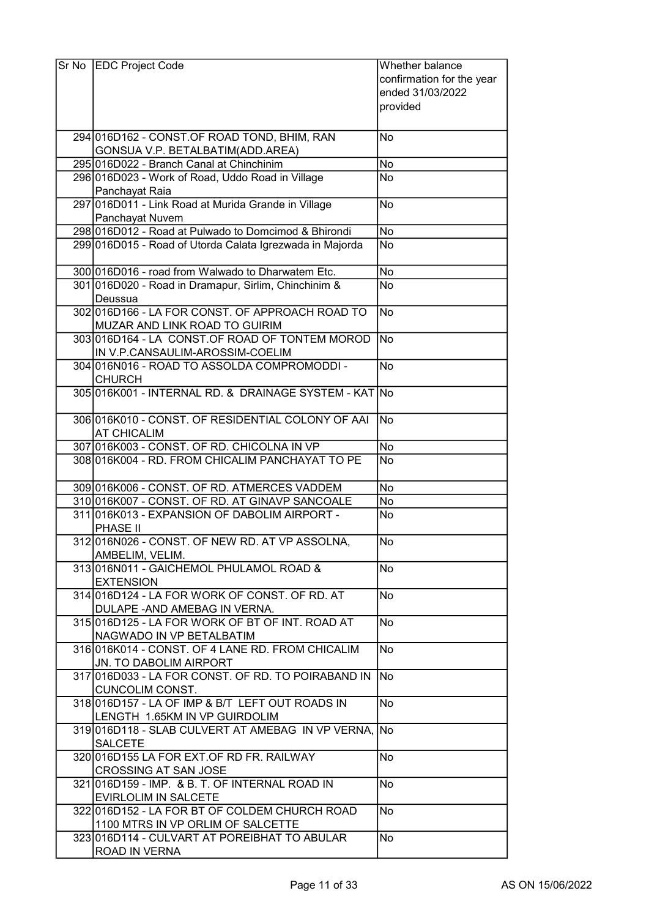| Sr No | EDC Project Code | Whether balance confirmation for the year ended 31/03/2022 provided |
|---|---|---|
| 294 | 016D162 - CONST.OF ROAD TOND, BHIM, RAN GONSUA V.P. BETALBATIM(ADD.AREA) | No |
| 295 | 016D022 - Branch Canal at Chinchinim | No |
| 296 | 016D023 - Work of Road, Uddo Road in Village Panchayat Raia | No |
| 297 | 016D011 - Link Road at Murida Grande in Village Panchayat Nuvem | No |
| 298 | 016D012 - Road at Pulwado to Domcimod & Bhirondi | No |
| 299 | 016D015 - Road of Utorda Calata Igrezwada in Majorda | No |
| 300 | 016D016 - road from Walwado to Dharwatem Etc. | No |
| 301 | 016D020 - Road in Dramapur, Sirlim, Chinchinim & Deussua | No |
| 302 | 016D166 - LA FOR CONST. OF APPROACH ROAD TO MUZAR AND LINK ROAD TO GUIRIM | No |
| 303 | 016D164 - LA CONST.OF ROAD OF TONTEM MOROD IN V.P.CANSAULIM-AROSSIM-COELIM | No |
| 304 | 016N016 - ROAD TO ASSOLDA COMPROMODDI - CHURCH | No |
| 305 | 016K001 - INTERNAL RD. & DRAINAGE SYSTEM - KAT | No |
| 306 | 016K010 - CONST. OF RESIDENTIAL COLONY OF AAI AT CHICALIM | No |
| 307 | 016K003 - CONST. OF RD. CHICOLNA IN VP | No |
| 308 | 016K004 - RD. FROM CHICALIM PANCHAYAT TO PE | No |
| 309 | 016K006 - CONST. OF RD. ATMERCES VADDEM | No |
| 310 | 016K007 - CONST. OF RD. AT GINAVP SANCOALE | No |
| 311 | 016K013 - EXPANSION OF DABOLIM AIRPORT - PHASE II | No |
| 312 | 016N026 - CONST. OF NEW RD. AT VP ASSOLNA, AMBELIM, VELIM. | No |
| 313 | 016N011 - GAICHEMOL PHULAMOL ROAD & EXTENSION | No |
| 314 | 016D124 - LA FOR WORK OF CONST. OF RD. AT DULAPE -AND AMEBAG IN VERNA. | No |
| 315 | 016D125 - LA FOR WORK OF BT OF INT. ROAD AT NAGWADO IN VP BETALBATIM | No |
| 316 | 016K014 - CONST. OF 4 LANE RD. FROM CHICALIM JN. TO DABOLIM AIRPORT | No |
| 317 | 016D033 - LA FOR CONST. OF RD. TO POIRABAND IN CUNCOLIM CONST. | No |
| 318 | 016D157 - LA OF IMP & B/T LEFT OUT ROADS IN LENGTH 1.65KM IN VP GUIRDOLIM | No |
| 319 | 016D118 - SLAB CULVERT AT AMEBAG IN VP VERNA, SALCETE | No |
| 320 | 016D155 LA FOR EXT.OF RD FR. RAILWAY CROSSING AT SAN JOSE | No |
| 321 | 016D159 - IMP. & B. T. OF INTERNAL ROAD IN EVIRLOLIM IN SALCETE | No |
| 322 | 016D152 - LA FOR BT OF COLDEM CHURCH ROAD 1100 MTRS IN VP ORLIM OF SALCETTE | No |
| 323 | 016D114 - CULVART AT POREIBHAT TO ABULAR ROAD IN VERNA | No |

AS ON 15/06/2022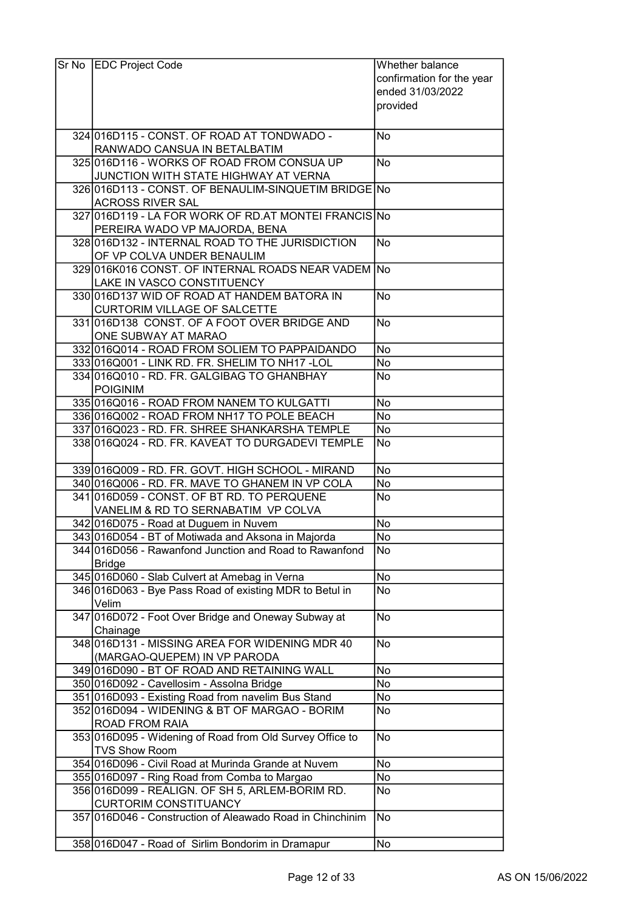| Sr No | EDC Project Code | Whether balance confirmation for the year ended 31/03/2022 provided |
|---|---|---|
| 324 | 016D115 - CONST. OF ROAD AT TONDWADO - RANWADO CANSUA IN BETALBATIM | No |
| 325 | 016D116 - WORKS OF ROAD FROM CONSUA UP JUNCTION WITH STATE HIGHWAY AT VERNA | No |
| 326 | 016D113 - CONST. OF BENAULIM-SINQUETIM BRIDGE ACROSS RIVER SAL | No |
| 327 | 016D119 - LA FOR WORK OF RD.AT MONTEI FRANCIS PEREIRA WADO VP MAJORDA, BENA | No |
| 328 | 016D132 - INTERNAL ROAD TO THE JURISDICTION OF VP COLVA UNDER BENAULIM | No |
| 329 | 016K016 CONST. OF INTERNAL ROADS NEAR VADEM LAKE IN VASCO CONSTITUENCY | No |
| 330 | 016D137 WID OF ROAD AT HANDEM BATORA IN CURTORIM VILLAGE OF SALCETTE | No |
| 331 | 016D138 CONST. OF A FOOT OVER BRIDGE AND ONE SUBWAY AT MARAO | No |
| 332 | 016Q014 - ROAD FROM SOLIEM TO PAPPAIDANDO | No |
| 333 | 016Q001 - LINK RD. FR. SHELIM TO NH17 -LOL | No |
| 334 | 016Q010 - RD. FR. GALGIBAG TO GHANBHAY POIGINIM | No |
| 335 | 016Q016 - ROAD FROM NANEM TO KULGATTI | No |
| 336 | 016Q002 - ROAD FROM NH17 TO POLE BEACH | No |
| 337 | 016Q023 - RD. FR. SHREE SHANKARSHA TEMPLE | No |
| 338 | 016Q024 - RD. FR. KAVEAT TO DURGADEVI TEMPLE | No |
| 339 | 016Q009 - RD. FR. GOVT. HIGH SCHOOL - MIRAND | No |
| 340 | 016Q006 - RD. FR. MAVE TO GHANEM IN VP COLA | No |
| 341 | 016D059 - CONST. OF BT RD. TO PERQUENE VANELIM & RD TO SERNABATIM VP COLVA | No |
| 342 | 016D075 - Road at Duguem in Nuvem | No |
| 343 | 016D054 - BT of Motiwada and Aksona in Majorda | No |
| 344 | 016D056 - Rawanfond Junction and Road to Rawanfond Bridge | No |
| 345 | 016D060 - Slab Culvert at Amebag in Verna | No |
| 346 | 016D063 - Bye Pass Road of existing MDR to Betul in Velim | No |
| 347 | 016D072 - Foot Over Bridge and Oneway Subway at Chainage | No |
| 348 | 016D131 - MISSING AREA FOR WIDENING MDR 40 (MARGAO-QUEPEM) IN VP PARODA | No |
| 349 | 016D090 - BT OF ROAD AND RETAINING WALL | No |
| 350 | 016D092 - Cavellosim - Assolna Bridge | No |
| 351 | 016D093 - Existing Road from navelim Bus Stand | No |
| 352 | 016D094 - WIDENING & BT OF MARGAO - BORIM ROAD FROM RAIA | No |
| 353 | 016D095 - Widening of Road from Old Survey Office to TVS Show Room | No |
| 354 | 016D096 - Civil Road at Murinda Grande at Nuvem | No |
| 355 | 016D097 - Ring Road from Comba to Margao | No |
| 356 | 016D099 - REALIGN. OF SH 5, ARLEM-BORIM RD. CURTORIM CONSTITUANCY | No |
| 357 | 016D046 - Construction of Aleawado Road in Chinchinim | No |
| 358 | 016D047 - Road of Sirlim Bondorim in Dramapur | No |

AS ON 15/06/2022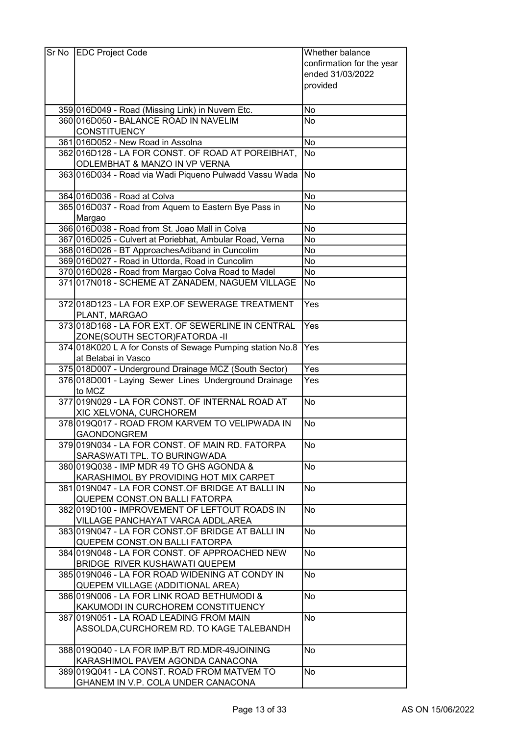| Sr No | EDC Project Code | Whether balance confirmation for the year ended 31/03/2022 provided |
|---|---|---|
| 359 | 016D049 - Road (Missing Link) in Nuvem Etc. | No |
| 360 | 016D050 - BALANCE ROAD IN NAVELIM CONSTITUENCY | No |
| 361 | 016D052 - New Road in Assolna | No |
| 362 | 016D128 - LA FOR CONST. OF ROAD AT POREIBHAT, ODLEMBHAT & MANZO IN VP VERNA | No |
| 363 | 016D034 - Road via Wadi Piqueno Pulwadd Vassu Wada | No |
| 364 | 016D036 - Road at Colva | No |
| 365 | 016D037 - Road from Aquem to Eastern Bye Pass in Margao | No |
| 366 | 016D038 - Road from St. Joao Mall in Colva | No |
| 367 | 016D025 - Culvert at Poriebhat, Ambular Road, Verna | No |
| 368 | 016D026 - BT ApproachesAdiband in Cuncolim | No |
| 369 | 016D027 - Road in Uttorda, Road in Cuncolim | No |
| 370 | 016D028 - Road from Margao Colva Road to Madel | No |
| 371 | 017N018 - SCHEME AT ZANADEM, NAGUEM VILLAGE | No |
| 372 | 018D123 - LA FOR EXP.OF SEWERAGE TREATMENT PLANT, MARGAO | Yes |
| 373 | 018D168 - LA FOR EXT. OF SEWERLINE IN CENTRAL ZONE(SOUTH SECTOR)FATORDA -II | Yes |
| 374 | 018K020 L A for Consts of Sewage Pumping station No.8 at Belabai in Vasco | Yes |
| 375 | 018D007 - Underground Drainage MCZ (South Sector) | Yes |
| 376 | 018D001 - Laying Sewer Lines Underground Drainage to MCZ | Yes |
| 377 | 019N029 - LA FOR CONST. OF INTERNAL ROAD AT XIC XELVONA, CURCHOREM | No |
| 378 | 019Q017 - ROAD FROM KARVEM TO VELIPWADA IN GAONDONGREM | No |
| 379 | 019N034 - LA FOR CONST. OF MAIN RD. FATORPA SARASWATI TPL. TO BURINGWADA | No |
| 380 | 019Q038 - IMP MDR 49 TO GHS AGONDA & KARASHIMOL BY PROVIDING HOT MIX CARPET | No |
| 381 | 019N047 - LA FOR CONST.OF BRIDGE AT BALLI IN QUEPEM CONST.ON BALLI FATORPA | No |
| 382 | 019D100 - IMPROVEMENT OF LEFTOUT ROADS IN VILLAGE PANCHAYAT VARCA ADDL.AREA | No |
| 383 | 019N047 - LA FOR CONST.OF BRIDGE AT BALLI IN QUEPEM CONST.ON BALLI FATORPA | No |
| 384 | 019N048 - LA FOR CONST. OF APPROACHED NEW BRIDGE RIVER KUSHAWATI QUEPEM | No |
| 385 | 019N046 - LA FOR ROAD WIDENING AT CONDY IN QUEPEM VILLAGE (ADDITIONAL AREA) | No |
| 386 | 019N006 - LA FOR LINK ROAD BETHUMODI & KAKUMODI IN CURCHOREM CONSTITUENCY | No |
| 387 | 019N051 - LA ROAD LEADING FROM MAIN ASSOLDA,CURCHOREM RD. TO KAGE TALEBANDH | No |
| 388 | 019Q040 - LA FOR IMP.B/T RD.MDR-49JOINING KARASHIMOL PAVEM AGONDA CANACONA | No |
| 389 | 019Q041 - LA CONST. ROAD FROM MATVEM TO GHANEM IN V.P. COLA UNDER CANACONA | No |

AS ON 15/06/2022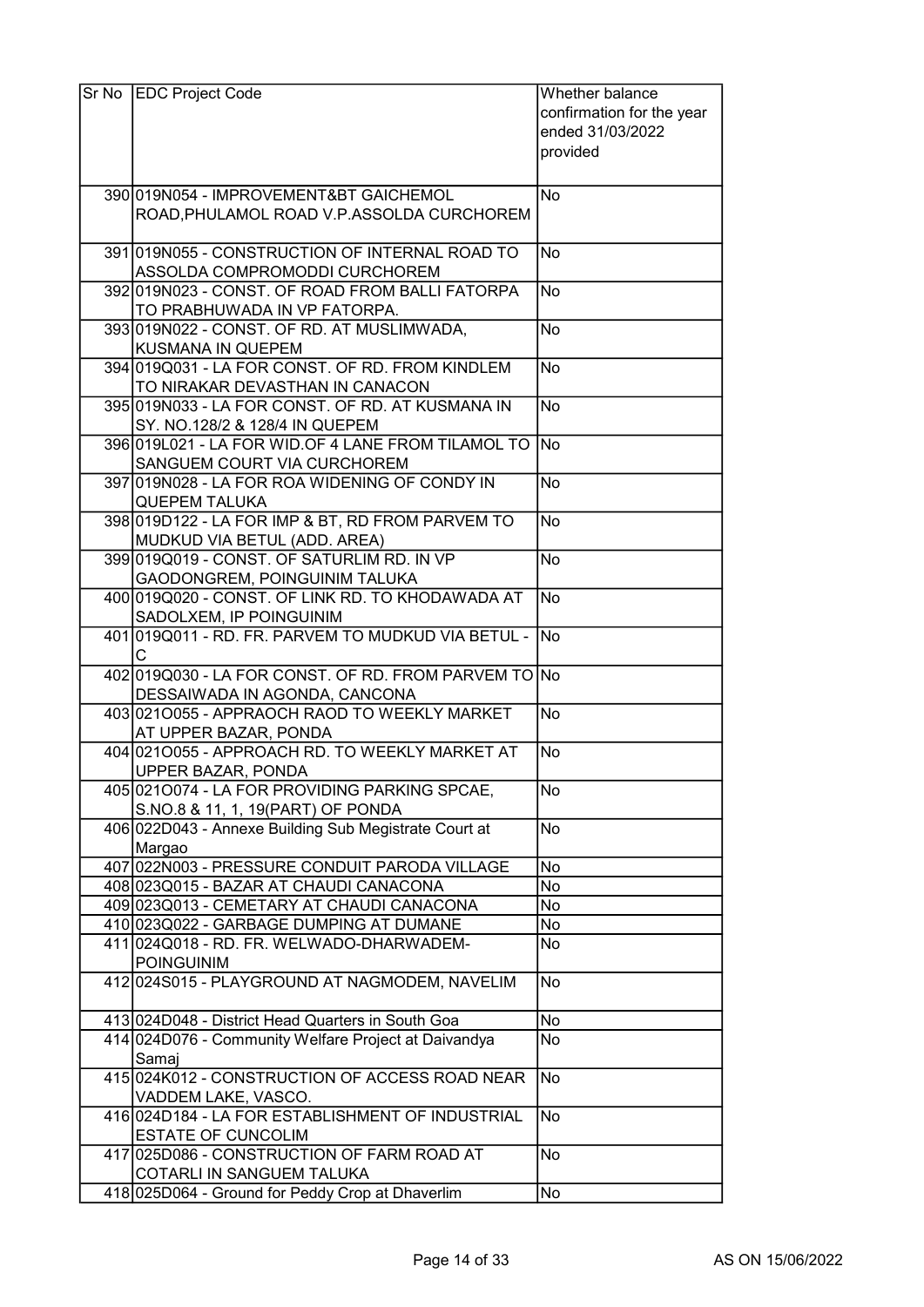| Sr No | EDC Project Code | Whether balance confirmation for the year ended 31/03/2022 provided |
|---|---|---|
| 390 | 019N054 - IMPROVEMENT&BT GAICHEMOL ROAD,PHULAMOL ROAD V.P.ASSOLDA CURCHOREM | No |
| 391 | 019N055 - CONSTRUCTION OF INTERNAL ROAD TO ASSOLDA COMPROMODDI CURCHOREM | No |
| 392 | 019N023 - CONST. OF ROAD FROM BALLI FATORPA TO PRABHUWADA IN VP FATORPA. | No |
| 393 | 019N022 - CONST. OF RD. AT MUSLIMWADA, KUSMANA IN QUEPEM | No |
| 394 | 019Q031 - LA FOR CONST. OF RD. FROM KINDLEM TO NIRAKAR DEVASTHAN IN CANACON | No |
| 395 | 019N033 - LA FOR CONST. OF RD. AT KUSMANA IN SY. NO.128/2 & 128/4 IN QUEPEM | No |
| 396 | 019L021 - LA FOR WID.OF 4 LANE FROM TILAMOL TO SANGUEM COURT VIA CURCHOREM | No |
| 397 | 019N028 - LA FOR ROA WIDENING OF CONDY IN QUEPEM TALUKA | No |
| 398 | 019D122 - LA FOR IMP & BT, RD FROM PARVEM TO MUDKUD VIA BETUL (ADD. AREA) | No |
| 399 | 019Q019 - CONST. OF SATURLIM RD. IN VP GAODONGREM, POINGUINIM TALUKA | No |
| 400 | 019Q020 - CONST. OF LINK RD. TO KHODAWADA AT SADOLXEM, IP POINGUINIM | No |
| 401 | 019Q011 - RD. FR. PARVEM TO MUDKUD VIA BETUL - C | No |
| 402 | 019Q030 - LA FOR CONST. OF RD. FROM PARVEM TO DESSAIWADA IN AGONDA, CANCONA | No |
| 403 | 021O055 - APPRAOCH RAOD TO WEEKLY MARKET AT UPPER BAZAR, PONDA | No |
| 404 | 021O055 - APPROACH RD. TO WEEKLY MARKET AT UPPER BAZAR, PONDA | No |
| 405 | 021O074 - LA FOR PROVIDING PARKING SPCAE, S.NO.8 & 11, 1, 19(PART) OF PONDA | No |
| 406 | 022D043 - Annexe Building Sub Megistrate Court at Margao | No |
| 407 | 022N003 - PRESSURE CONDUIT PARODA VILLAGE | No |
| 408 | 023Q015 - BAZAR AT CHAUDI CANACONA | No |
| 409 | 023Q013 - CEMETARY AT CHAUDI CANACONA | No |
| 410 | 023Q022 - GARBAGE DUMPING AT DUMANE | No |
| 411 | 024Q018 - RD. FR. WELWADO-DHARWADEM-POINGUINIM | No |
| 412 | 024S015 - PLAYGROUND AT NAGMODEM, NAVELIM | No |
| 413 | 024D048 - District Head Quarters in South Goa | No |
| 414 | 024D076 - Community Welfare Project at Daivandya Samaj | No |
| 415 | 024K012 - CONSTRUCTION OF ACCESS ROAD NEAR VADDEM LAKE, VASCO. | No |
| 416 | 024D184 - LA FOR ESTABLISHMENT OF INDUSTRIAL ESTATE OF CUNCOLIM | No |
| 417 | 025D086 - CONSTRUCTION OF FARM ROAD AT COTARLI IN SANGUEM TALUKA | No |
| 418 | 025D064 - Ground for Peddy Crop at Dhaverlim | No |

AS ON 15/06/2022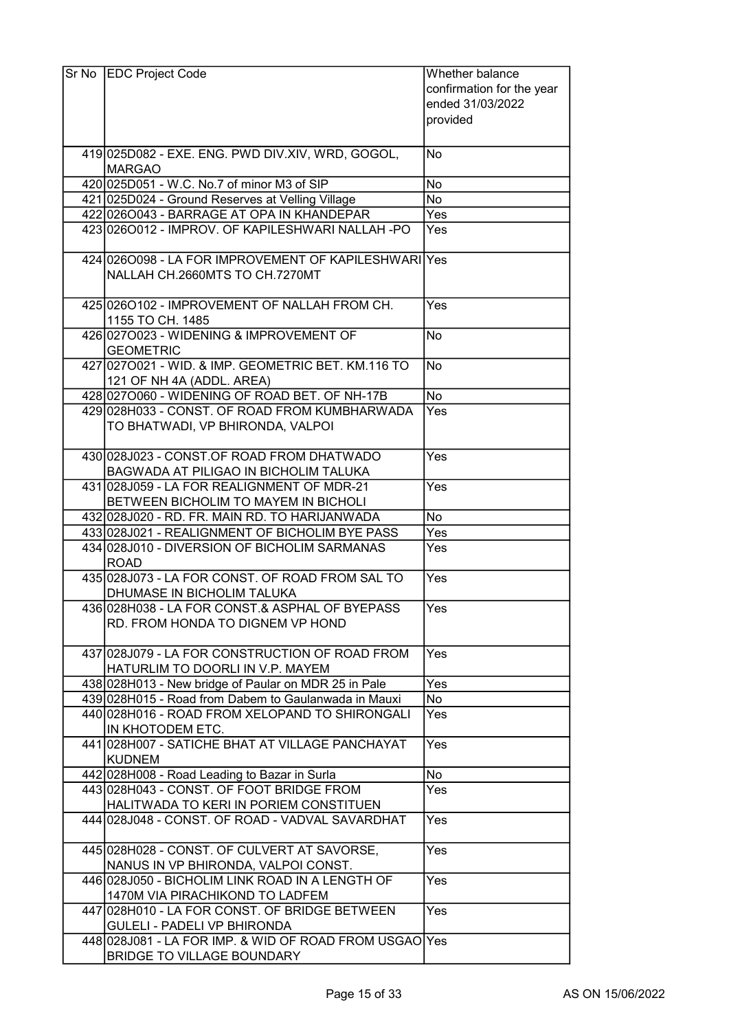| Sr No | EDC Project Code | Whether balance confirmation for the year ended 31/03/2022 provided |
|---|---|---|
| 419 | 025D082 - EXE. ENG. PWD DIV.XIV, WRD, GOGOL, MARGAO | No |
| 420 | 025D051 - W.C. No.7 of minor M3 of SIP | No |
| 421 | 025D024 - Ground Reserves at Velling Village | No |
| 422 | 026O043 - BARRAGE AT OPA IN KHANDEPAR | Yes |
| 423 | 026O012 - IMPROV. OF KAPILESHWARI NALLAH -PO | Yes |
| 424 | 026O098 - LA FOR IMPROVEMENT OF KAPILESHWARI NALLAH CH.2660MTS TO CH.7270MT | Yes |
| 425 | 026O102 - IMPROVEMENT OF NALLAH FROM CH. 1155 TO CH. 1485 | Yes |
| 426 | 027O023 - WIDENING & IMPROVEMENT OF GEOMETRIC | No |
| 427 | 027O021 - WID. & IMP. GEOMETRIC BET. KM.116 TO 121 OF NH 4A (ADDL. AREA) | No |
| 428 | 027O060 - WIDENING OF ROAD BET. OF NH-17B | No |
| 429 | 028H033 - CONST. OF ROAD FROM KUMBHARWADA TO BHATWADI, VP BHIRONDA, VALPOI | Yes |
| 430 | 028J023 - CONST.OF ROAD FROM DHATWADO BAGWADA AT PILIGAO IN BICHOLIM TALUKA | Yes |
| 431 | 028J059 - LA FOR REALIGNMENT OF MDR-21 BETWEEN BICHOLIM TO MAYEM IN BICHOLI | Yes |
| 432 | 028J020 - RD. FR. MAIN RD. TO HARIJANWADA | No |
| 433 | 028J021 - REALIGNMENT OF BICHOLIM BYE PASS | Yes |
| 434 | 028J010 - DIVERSION OF BICHOLIM SARMANAS ROAD | Yes |
| 435 | 028J073 - LA FOR CONST. OF ROAD FROM SAL TO DHUMASE IN BICHOLIM TALUKA | Yes |
| 436 | 028H038 - LA FOR CONST.& ASPHAL OF BYEPASS RD. FROM HONDA TO DIGNEM VP HOND | Yes |
| 437 | 028J079 - LA FOR CONSTRUCTION OF ROAD FROM HATURLIM TO DOORLI IN V.P. MAYEM | Yes |
| 438 | 028H013 - New bridge of Paular on MDR 25 in Pale | Yes |
| 439 | 028H015 - Road from Dabem to Gaulanwada in Mauxi | No |
| 440 | 028H016 - ROAD FROM XELOPAND TO SHIRONGALI IN KHOTODEM ETC. | Yes |
| 441 | 028H007 - SATICHE BHAT AT VILLAGE PANCHAYAT KUDNEM | Yes |
| 442 | 028H008 - Road Leading to Bazar in Surla | No |
| 443 | 028H043 - CONST. OF FOOT BRIDGE FROM HALITWADA TO KERI IN PORIEM CONSTITUEN | Yes |
| 444 | 028J048 - CONST. OF ROAD - VADVAL SAVARDHAT | Yes |
| 445 | 028H028 - CONST. OF CULVERT AT SAVORSE, NANUS IN VP BHIRONDA, VALPOI CONST. | Yes |
| 446 | 028J050 - BICHOLIM LINK ROAD IN A LENGTH OF 1470M VIA PIRACHIKOND TO LADFEM | Yes |
| 447 | 028H010 - LA FOR CONST. OF BRIDGE BETWEEN GULELI - PADELI VP BHIRONDA | Yes |
| 448 | 028J081 - LA FOR IMP. & WID OF ROAD FROM USGAO BRIDGE TO VILLAGE BOUNDARY | Yes |

AS ON 15/06/2022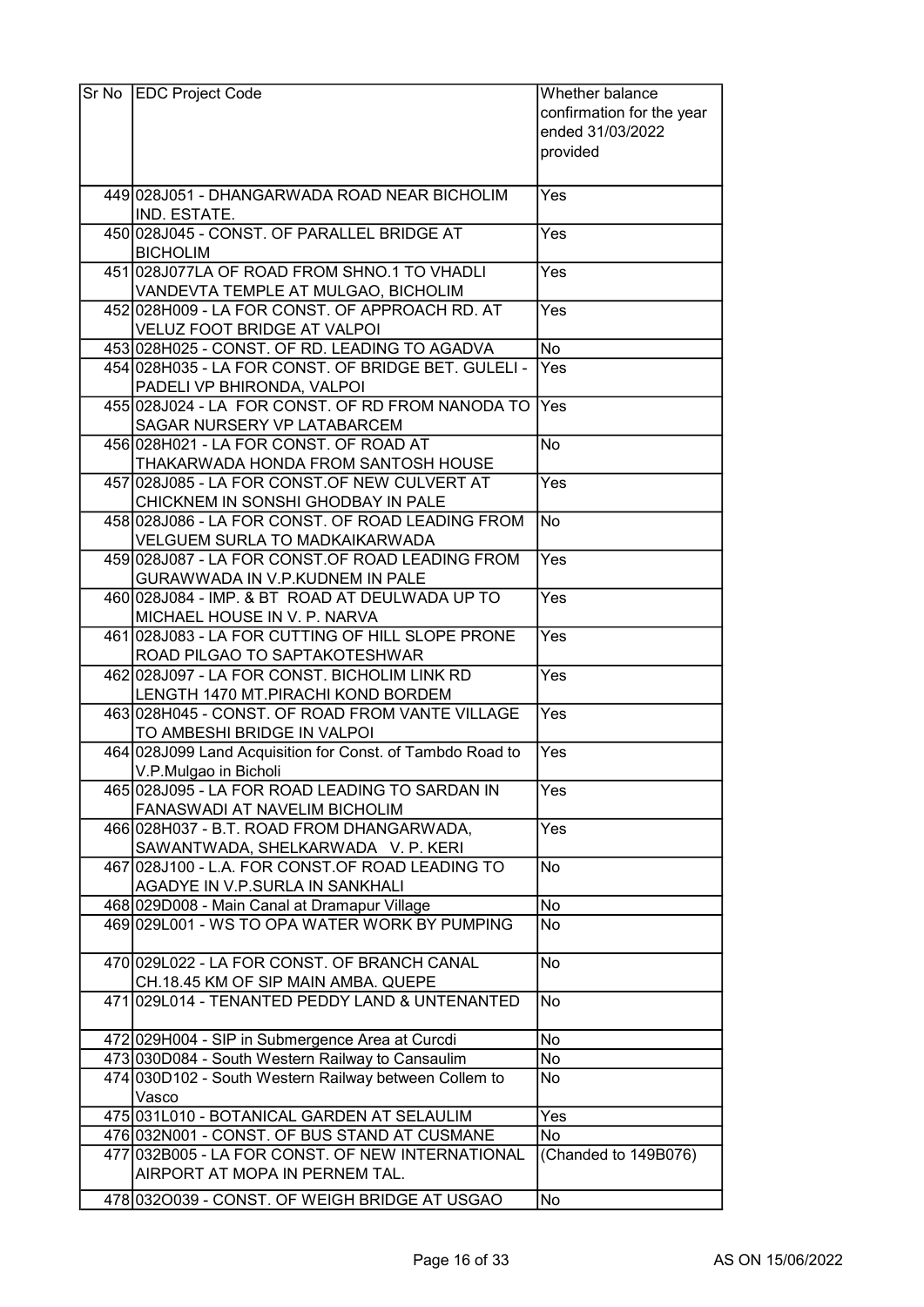| Sr No | EDC Project Code | Whether balance confirmation for the year ended 31/03/2022 provided |
|---|---|---|
| 449 | 028J051 - DHANGARWADA ROAD NEAR BICHOLIM IND. ESTATE. | Yes |
| 450 | 028J045 - CONST. OF PARALLEL BRIDGE AT BICHOLIM | Yes |
| 451 | 028J077LA OF ROAD FROM SHNO.1 TO VHADLI VANDEVTA TEMPLE AT MULGAO, BICHOLIM | Yes |
| 452 | 028H009 - LA FOR CONST. OF APPROACH RD. AT VELUZ FOOT BRIDGE AT VALPOI | Yes |
| 453 | 028H025 - CONST. OF RD. LEADING TO AGADVA | No |
| 454 | 028H035 - LA FOR CONST. OF BRIDGE BET. GULELI - PADELI VP BHIRONDA, VALPOI | Yes |
| 455 | 028J024 - LA FOR CONST. OF RD FROM NANODA TO SAGAR NURSERY VP LATABARCEM | Yes |
| 456 | 028H021 - LA FOR CONST. OF ROAD AT THAKARWADA HONDA FROM SANTOSH HOUSE | No |
| 457 | 028J085 - LA FOR CONST.OF NEW CULVERT AT CHICKNEM IN SONSHI GHODBAY IN PALE | Yes |
| 458 | 028J086 - LA FOR CONST. OF ROAD LEADING FROM VELGUEM SURLA TO MADKAIKARWADA | No |
| 459 | 028J087 - LA FOR CONST.OF ROAD LEADING FROM GURAWWADA IN V.P.KUDNEM IN PALE | Yes |
| 460 | 028J084 - IMP. & BT ROAD AT DEULWADA UP TO MICHAEL HOUSE IN V. P. NARVA | Yes |
| 461 | 028J083 - LA FOR CUTTING OF HILL SLOPE PRONE ROAD PILGAO TO SAPTAKOTESHWAR | Yes |
| 462 | 028J097 - LA FOR CONST. BICHOLIM LINK RD LENGTH 1470 MT.PIRACHI KOND BORDEM | Yes |
| 463 | 028H045 - CONST. OF ROAD FROM VANTE VILLAGE TO AMBESHI BRIDGE IN VALPOI | Yes |
| 464 | 028J099 Land Acquisition for Const. of Tambdo Road to V.P.Mulgao in Bicholi | Yes |
| 465 | 028J095 - LA FOR ROAD LEADING TO SARDAN IN FANASWADI AT NAVELIM BICHOLIM | Yes |
| 466 | 028H037 - B.T. ROAD FROM DHANGARWADA, SAWANTWADA, SHELKARWADA V. P. KERI | Yes |
| 467 | 028J100 - L.A. FOR CONST.OF ROAD LEADING TO AGADYE IN V.P.SURLA IN SANKHALI | No |
| 468 | 029D008 - Main Canal at Dramapur Village | No |
| 469 | 029L001 - WS TO OPA WATER WORK BY PUMPING | No |
| 470 | 029L022 - LA FOR CONST. OF BRANCH CANAL CH.18.45 KM OF SIP MAIN AMBA. QUEPE | No |
| 471 | 029L014 - TENANTED PEDDY LAND & UNTENANTED | No |
| 472 | 029H004 - SIP in Submergence Area at Curcdi | No |
| 473 | 030D084 - South Western Railway to Cansaulim | No |
| 474 | 030D102 - South Western Railway between Collem to Vasco | No |
| 475 | 031L010 - BOTANICAL GARDEN AT SELAULIM | Yes |
| 476 | 032N001 - CONST. OF BUS STAND AT CUSMANE | No |
| 477 | 032B005 - LA FOR CONST. OF NEW INTERNATIONAL AIRPORT AT MOPA IN PERNEM TAL. | (Chanded to 149B076) |
| 478 | 032O039 - CONST. OF WEIGH BRIDGE AT USGAO | No |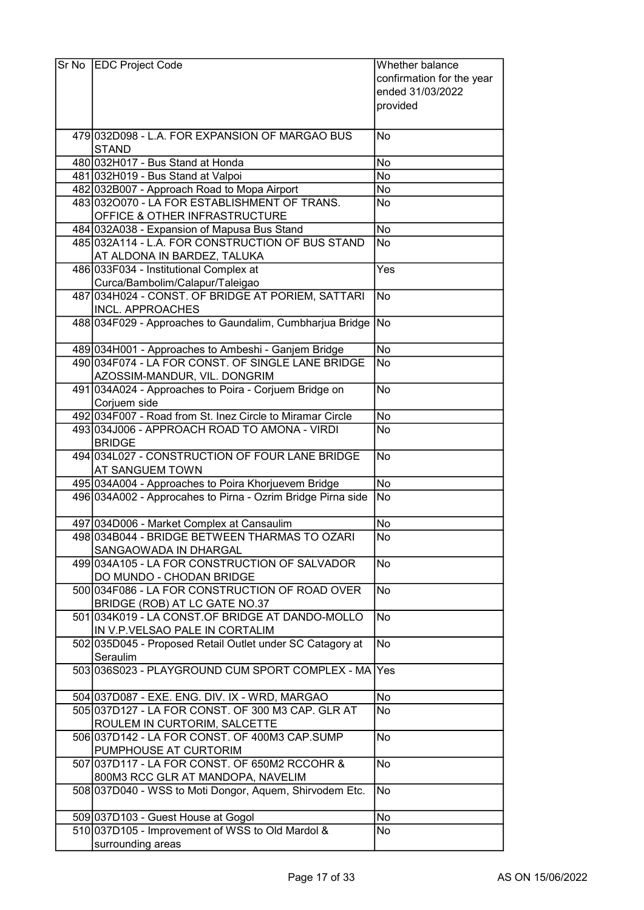| Sr No | EDC Project Code | Whether balance confirmation for the year ended 31/03/2022 provided |
|---|---|---|
| 479 | 032D098 - L.A. FOR EXPANSION OF MARGAO BUS STAND | No |
| 480 | 032H017 - Bus Stand at Honda | No |
| 481 | 032H019 - Bus Stand at Valpoi | No |
| 482 | 032B007 - Approach Road to Mopa Airport | No |
| 483 | 032O070 - LA FOR ESTABLISHMENT OF TRANS. OFFICE & OTHER INFRASTRUCTURE | No |
| 484 | 032A038 - Expansion of Mapusa Bus Stand | No |
| 485 | 032A114 - L.A. FOR CONSTRUCTION OF BUS STAND AT ALDONA IN BARDEZ, TALUKA | No |
| 486 | 033F034 - Institutional Complex at Curca/Bambolim/Calapur/Taleigao | Yes |
| 487 | 034H024 - CONST. OF BRIDGE AT PORIEM, SATTARI INCL. APPROACHES | No |
| 488 | 034F029 - Approaches to Gaundalim, Cumbharjua Bridge | No |
| 489 | 034H001 - Approaches to Ambeshi - Ganjem Bridge | No |
| 490 | 034F074 - LA FOR CONST. OF SINGLE LANE BRIDGE AZOSSIM-MANDUR, VIL. DONGRIM | No |
| 491 | 034A024 - Approaches to Poira - Corjuem Bridge on Corjuem side | No |
| 492 | 034F007 - Road from St. Inez Circle to Miramar Circle | No |
| 493 | 034J006 - APPROACH ROAD TO AMONA - VIRDI BRIDGE | No |
| 494 | 034L027 - CONSTRUCTION OF FOUR LANE BRIDGE AT SANGUEM TOWN | No |
| 495 | 034A004 - Approaches to Poira Khorjuevem Bridge | No |
| 496 | 034A002 - Approcahes to Pirna - Ozrim Bridge Pirna side | No |
| 497 | 034D006 - Market Complex at Cansaulim | No |
| 498 | 034B044 - BRIDGE BETWEEN THARMAS TO OZARI SANGAOWADA IN DHARGAL | No |
| 499 | 034A105 - LA FOR CONSTRUCTION OF SALVADOR DO MUNDO - CHODAN BRIDGE | No |
| 500 | 034F086 - LA FOR CONSTRUCTION OF ROAD OVER BRIDGE (ROB) AT LC GATE NO.37 | No |
| 501 | 034K019 - LA CONST.OF BRIDGE AT DANDO-MOLLO IN V.P.VELSAO PALE IN CORTALIM | No |
| 502 | 035D045 - Proposed Retail Outlet under SC Catagory at Seraulim | No |
| 503 | 036S023 - PLAYGROUND CUM SPORT COMPLEX - MA | Yes |
| 504 | 037D087 - EXE. ENG. DIV. IX - WRD, MARGAO | No |
| 505 | 037D127 - LA FOR CONST. OF 300 M3 CAP. GLR AT ROULEM IN CURTORIM, SALCETTE | No |
| 506 | 037D142 - LA FOR CONST. OF 400M3 CAP.SUMP PUMPHOUSE AT CURTORIM | No |
| 507 | 037D117 - LA FOR CONST. OF 650M2 RCCOHR & 800M3 RCC GLR AT MANDOPA, NAVELIM | No |
| 508 | 037D040 - WSS to Moti Dongor, Aquem, Shirvodem Etc. | No |
| 509 | 037D103 - Guest House at Gogol | No |
| 510 | 037D105 - Improvement of WSS to Old Mardol & surrounding areas | No |

AS ON 15/06/2022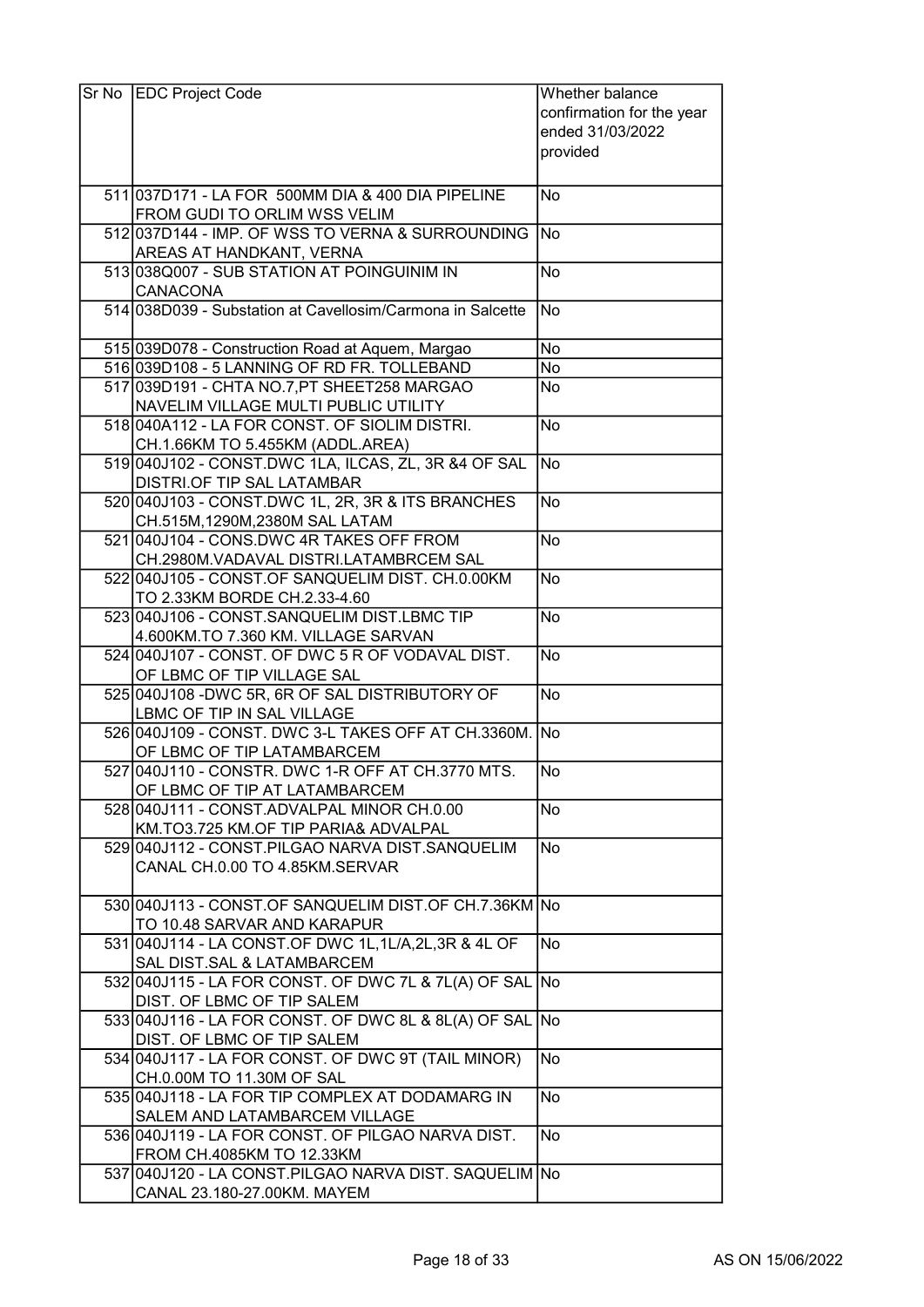| Sr No | EDC Project Code | Whether balance confirmation for the year ended 31/03/2022 provided |
|---|---|---|
| 511 | 037D171 - LA FOR 500MM DIA & 400 DIA PIPELINE FROM GUDI TO ORLIM WSS VELIM | No |
| 512 | 037D144 - IMP. OF WSS TO VERNA & SURROUNDING AREAS AT HANDKANT, VERNA | No |
| 513 | 038Q007 - SUB STATION AT POINGUINIM IN CANACONA | No |
| 514 | 038D039 - Substation at Cavellosim/Carmona in Salcette | No |
| 515 | 039D078 - Construction Road at Aquem, Margao | No |
| 516 | 039D108 - 5 LANNING OF RD FR. TOLLEBAND | No |
| 517 | 039D191 - CHTA NO.7,PT SHEET258 MARGAO NAVELIM VILLAGE MULTI PUBLIC UTILITY | No |
| 518 | 040A112 - LA FOR CONST. OF SIOLIM DISTRI. CH.1.66KM TO 5.455KM (ADDL.AREA) | No |
| 519 | 040J102 - CONST.DWC 1LA, ILCAS, ZL, 3R &4 OF SAL DISTRI.OF TIP SAL LATAMBAR | No |
| 520 | 040J103 - CONST.DWC 1L, 2R, 3R & ITS BRANCHES CH.515M,1290M,2380M SAL LATAM | No |
| 521 | 040J104 - CONS.DWC 4R TAKES OFF FROM CH.2980M.VADAVAL DISTRI.LATAMBRCEM SAL | No |
| 522 | 040J105 - CONST.OF SANQUELIM DIST. CH.0.00KM TO 2.33KM BORDE CH.2.33-4.60 | No |
| 523 | 040J106 - CONST.SANQUELIM DIST.LBMC TIP 4.600KM.TO 7.360 KM. VILLAGE SARVAN | No |
| 524 | 040J107 - CONST. OF DWC 5 R OF VODAVAL DIST. OF LBMC OF TIP VILLAGE SAL | No |
| 525 | 040J108 -DWC 5R, 6R OF SAL DISTRIBUTORY OF LBMC OF TIP IN SAL VILLAGE | No |
| 526 | 040J109 - CONST. DWC 3-L TAKES OFF AT CH.3360M. OF LBMC OF TIP LATAMBARCEM | No |
| 527 | 040J110 - CONSTR. DWC 1-R OFF AT CH.3770 MTS. OF LBMC OF TIP AT LATAMBARCEM | No |
| 528 | 040J111 - CONST.ADVALPAL MINOR CH.0.00 KM.TO3.725 KM.OF TIP PARIA& ADVALPAL | No |
| 529 | 040J112 - CONST.PILGAO NARVA DIST.SANQUELIM CANAL CH.0.00 TO 4.85KM.SERVAR | No |
| 530 | 040J113 - CONST.OF SANQUELIM DIST.OF CH.7.36KM TO 10.48 SARVAR AND KARAPUR | No |
| 531 | 040J114 - LA CONST.OF DWC 1L,1L/A,2L,3R & 4L OF SAL DIST.SAL & LATAMBARCEM | No |
| 532 | 040J115 - LA FOR CONST. OF DWC 7L & 7L(A) OF SAL DIST. OF LBMC OF TIP SALEM | No |
| 533 | 040J116 - LA FOR CONST. OF DWC 8L & 8L(A) OF SAL DIST. OF LBMC OF TIP SALEM | No |
| 534 | 040J117 - LA FOR CONST. OF DWC 9T (TAIL MINOR) CH.0.00M TO 11.30M OF SAL | No |
| 535 | 040J118 - LA FOR TIP COMPLEX AT DODAMARG IN SALEM AND LATAMBARCEM VILLAGE | No |
| 536 | 040J119 - LA FOR CONST. OF PILGAO NARVA DIST. FROM CH.4085KM TO 12.33KM | No |
| 537 | 040J120 - LA CONST.PILGAO NARVA DIST. SAQUELIM CANAL 23.180-27.00KM. MAYEM | No |

AS ON 15/06/2022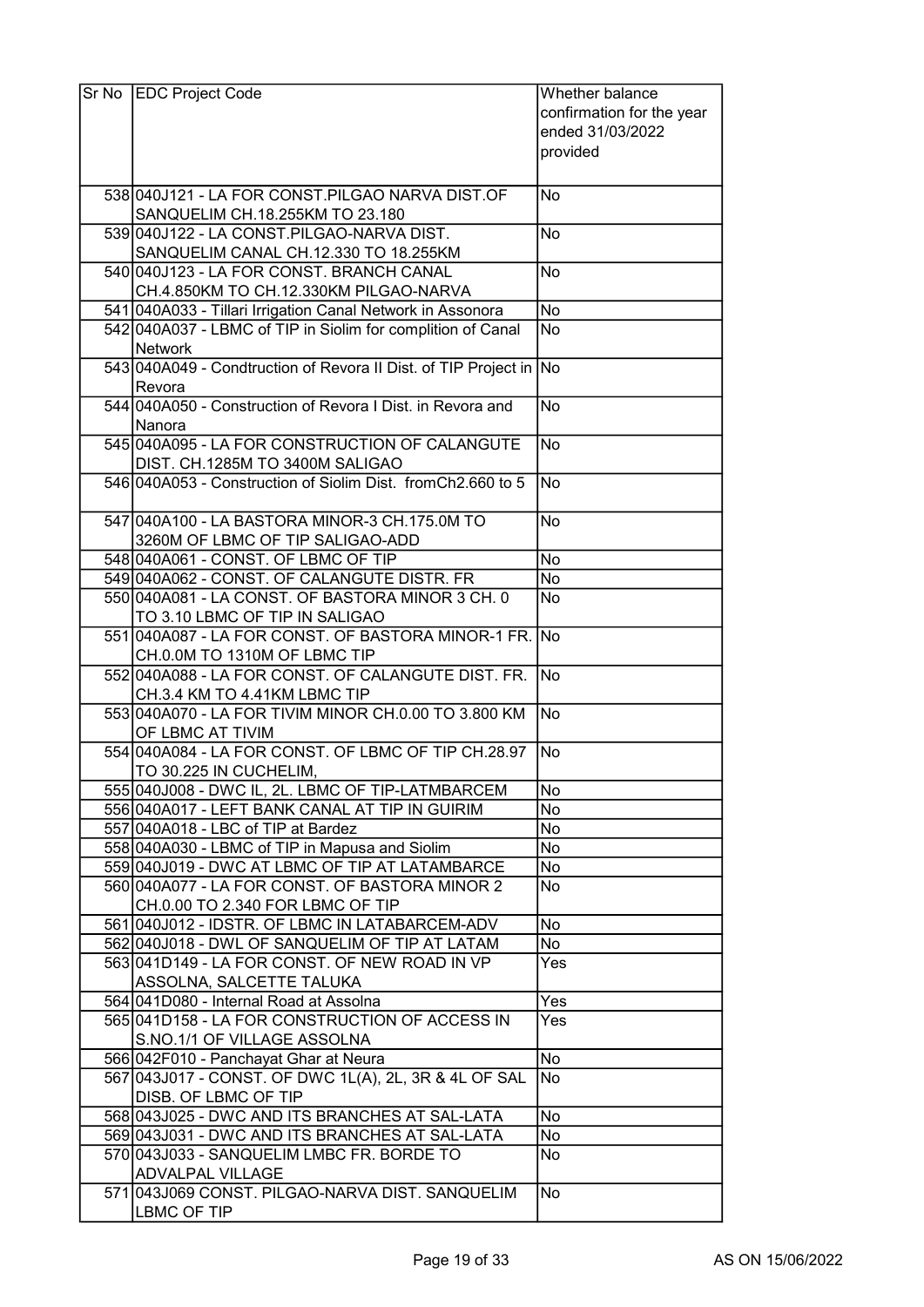| Sr No | EDC Project Code | Whether balance confirmation for the year ended 31/03/2022 provided |
|---|---|---|
| 538 | 040J121 - LA FOR CONST.PILGAO NARVA DIST.OF SANQUELIM CH.18.255KM TO 23.180 | No |
| 539 | 040J122 - LA CONST.PILGAO-NARVA DIST. SANQUELIM CANAL CH.12.330 TO 18.255KM | No |
| 540 | 040J123 - LA FOR CONST. BRANCH CANAL CH.4.850KM TO CH.12.330KM PILGAO-NARVA | No |
| 541 | 040A033 - Tillari Irrigation Canal Network in Assonora | No |
| 542 | 040A037 - LBMC of TIP in Siolim for complition of Canal Network | No |
| 543 | 040A049 - Condtruction of Revora II Dist. of TIP Project in Revora | No |
| 544 | 040A050 - Construction of Revora I Dist. in Revora and Nanora | No |
| 545 | 040A095 - LA FOR CONSTRUCTION OF CALANGUTE DIST. CH.1285M TO 3400M SALIGAO | No |
| 546 | 040A053 - Construction of Siolim Dist. fromCh2.660 to 5 | No |
| 547 | 040A100 - LA BASTORA MINOR-3 CH.175.0M TO 3260M OF LBMC OF TIP SALIGAO-ADD | No |
| 548 | 040A061 - CONST. OF LBMC OF TIP | No |
| 549 | 040A062 - CONST. OF CALANGUTE DISTR. FR | No |
| 550 | 040A081 - LA CONST. OF BASTORA MINOR 3 CH. 0 TO 3.10 LBMC OF TIP IN SALIGAO | No |
| 551 | 040A087 - LA FOR CONST. OF BASTORA MINOR-1 FR. CH.0.0M TO 1310M OF LBMC TIP | No |
| 552 | 040A088 - LA FOR CONST. OF CALANGUTE DIST. FR. CH.3.4 KM TO 4.41KM LBMC TIP | No |
| 553 | 040A070 - LA FOR TIVIM MINOR CH.0.00 TO 3.800 KM OF LBMC AT TIVIM | No |
| 554 | 040A084 - LA FOR CONST. OF LBMC OF TIP CH.28.97 TO 30.225 IN CUCHELIM, | No |
| 555 | 040J008 - DWC IL, 2L. LBMC OF TIP-LATMBARCEM | No |
| 556 | 040A017 - LEFT BANK CANAL AT TIP IN GUIRIM | No |
| 557 | 040A018 - LBC of TIP at Bardez | No |
| 558 | 040A030 - LBMC of TIP in Mapusa and Siolim | No |
| 559 | 040J019 - DWC AT LBMC OF TIP AT LATAMBARCE | No |
| 560 | 040A077 - LA FOR CONST. OF BASTORA MINOR 2 CH.0.00 TO 2.340 FOR LBMC OF TIP | No |
| 561 | 040J012 - IDSTR. OF LBMC IN LATABARCEM-ADV | No |
| 562 | 040J018 - DWL OF SANQUELIM OF TIP AT LATAM | No |
| 563 | 041D149 - LA FOR CONST. OF NEW ROAD IN VP ASSOLNA, SALCETTE TALUKA | Yes |
| 564 | 041D080 - Internal Road at Assolna | Yes |
| 565 | 041D158 - LA FOR CONSTRUCTION OF ACCESS IN S.NO.1/1 OF VILLAGE ASSOLNA | Yes |
| 566 | 042F010 - Panchayat Ghar at Neura | No |
| 567 | 043J017 - CONST. OF DWC 1L(A), 2L, 3R & 4L OF SAL DISB. OF LBMC OF TIP | No |
| 568 | 043J025 - DWC AND ITS BRANCHES AT SAL-LATA | No |
| 569 | 043J031 - DWC AND ITS BRANCHES AT SAL-LATA | No |
| 570 | 043J033 - SANQUELIM LMBC FR. BORDE TO ADVALPAL VILLAGE | No |
| 571 | 043J069 CONST. PILGAO-NARVA DIST. SANQUELIM LBMC OF TIP | No |

AS ON 15/06/2022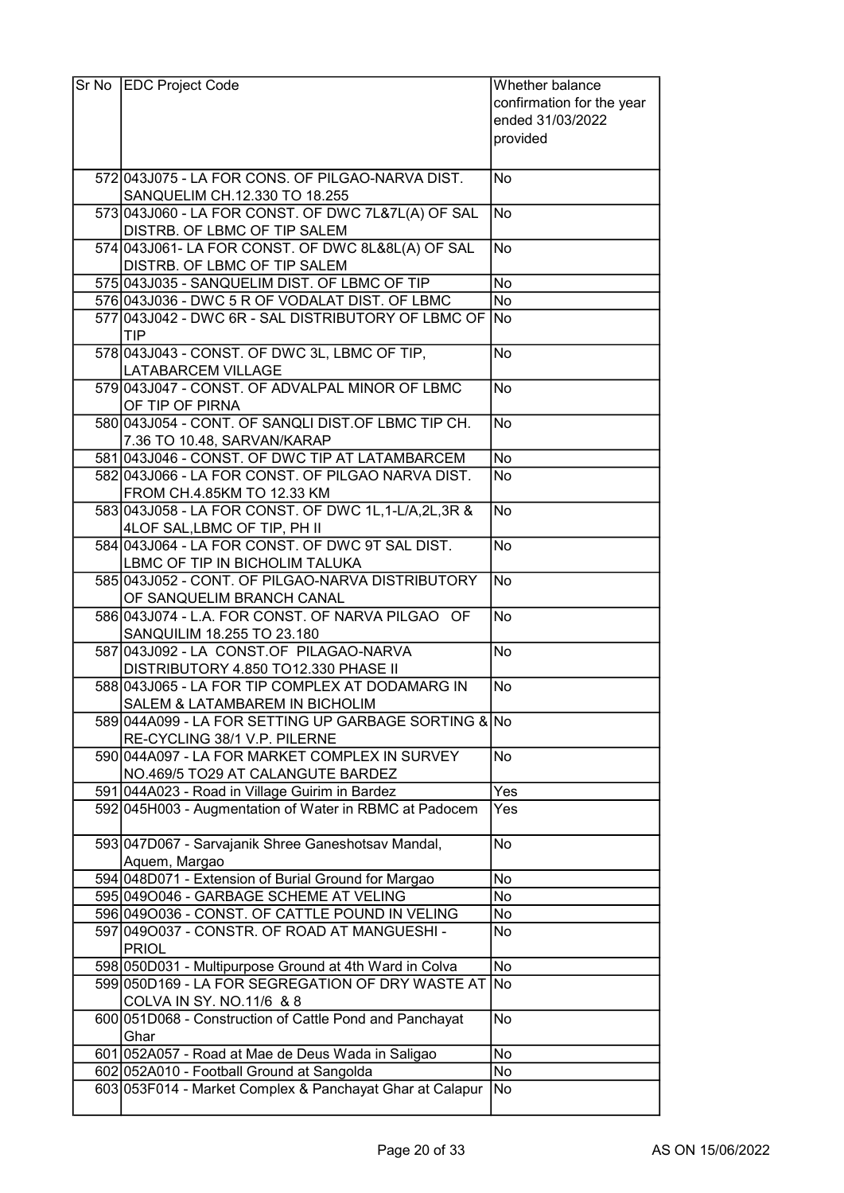| Sr No | EDC Project Code | Whether balance confirmation for the year ended 31/03/2022 provided |
|---|---|---|
| 572 | 043J075 - LA FOR CONS. OF PILGAO-NARVA DIST. SANQUELIM CH.12.330 TO 18.255 | No |
| 573 | 043J060 - LA FOR CONST. OF DWC 7L&7L(A) OF SAL DISTRB. OF LBMC OF TIP SALEM | No |
| 574 | 043J061- LA FOR CONST. OF DWC 8L&8L(A) OF SAL DISTRB. OF LBMC OF TIP SALEM | No |
| 575 | 043J035 - SANQUELIM DIST. OF LBMC OF TIP | No |
| 576 | 043J036 - DWC 5 R OF VODALAT DIST. OF LBMC | No |
| 577 | 043J042 - DWC 6R - SAL DISTRIBUTORY OF LBMC OF TIP | No |
| 578 | 043J043 - CONST. OF DWC 3L, LBMC OF TIP, LATABARCEM VILLAGE | No |
| 579 | 043J047 - CONST. OF ADVALPAL MINOR OF LBMC OF TIP OF PIRNA | No |
| 580 | 043J054 - CONT. OF SANQLI DIST.OF LBMC TIP CH. 7.36 TO 10.48, SARVAN/KARAP | No |
| 581 | 043J046 - CONST. OF DWC TIP AT LATAMBARCEM | No |
| 582 | 043J066 - LA FOR CONST. OF PILGAO NARVA DIST. FROM CH.4.85KM TO 12.33 KM | No |
| 583 | 043J058 - LA FOR CONST. OF DWC 1L,1-L/A,2L,3R & 4LOF SAL,LBMC OF TIP, PH II | No |
| 584 | 043J064 - LA FOR CONST. OF DWC 9T SAL DIST. LBMC OF TIP IN BICHOLIM TALUKA | No |
| 585 | 043J052 - CONT. OF PILGAO-NARVA DISTRIBUTORY OF SANQUELIM BRANCH CANAL | No |
| 586 | 043J074 - L.A. FOR CONST. OF NARVA PILGAO OF SANQUILIM 18.255 TO 23.180 | No |
| 587 | 043J092 - LA CONST.OF PILAGAO-NARVA DISTRIBUTORY 4.850 TO12.330 PHASE II | No |
| 588 | 043J065 - LA FOR TIP COMPLEX AT DODAMARG IN SALEM & LATAMBAREM IN BICHOLIM | No |
| 589 | 044A099 - LA FOR SETTING UP GARBAGE SORTING & RE-CYCLING 38/1 V.P. PILERNE | No |
| 590 | 044A097 - LA FOR MARKET COMPLEX IN SURVEY NO.469/5 TO29 AT CALANGUTE BARDEZ | No |
| 591 | 044A023 - Road in Village Guirim in Bardez | Yes |
| 592 | 045H003 - Augmentation of Water in RBMC at Padocem | Yes |
| 593 | 047D067 - Sarvajanik Shree Ganeshotsav Mandal, Aquem, Margao | No |
| 594 | 048D071 - Extension of Burial Ground for Margao | No |
| 595 | 049O046 - GARBAGE SCHEME AT VELING | No |
| 596 | 049O036 - CONST. OF CATTLE POUND IN VELING | No |
| 597 | 049O037 - CONSTR. OF ROAD AT MANGUESHI - PRIOL | No |
| 598 | 050D031 - Multipurpose Ground at 4th Ward in Colva | No |
| 599 | 050D169 - LA FOR SEGREGATION OF DRY WASTE AT COLVA IN SY. NO.11/6 & 8 | No |
| 600 | 051D068 - Construction of Cattle Pond and Panchayat Ghar | No |
| 601 | 052A057 - Road at Mae de Deus Wada in Saligao | No |
| 602 | 052A010 - Football Ground at Sangolda | No |
| 603 | 053F014 - Market Complex & Panchayat Ghar at Calapur | No |

AS ON 15/06/2022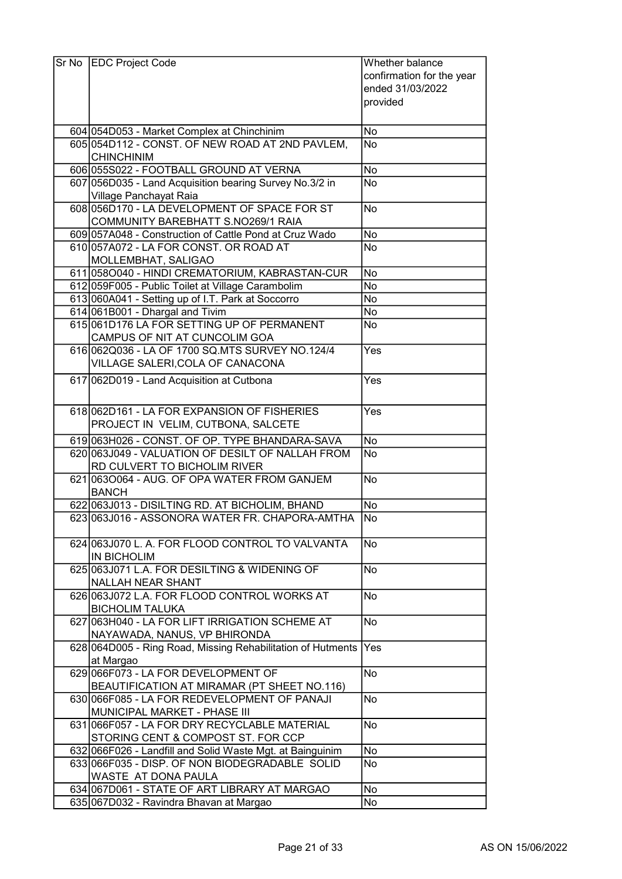| Sr No | EDC Project Code | Whether balance confirmation for the year ended 31/03/2022 provided |
|---|---|---|
| 604 | 054D053 - Market Complex at Chinchinim | No |
| 605 | 054D112 - CONST. OF NEW ROAD AT 2ND PAVLEM, CHINCHINIM | No |
| 606 | 055S022 - FOOTBALL GROUND AT VERNA | No |
| 607 | 056D035 - Land Acquisition bearing Survey No.3/2 in Village Panchayat Raia | No |
| 608 | 056D170 - LA DEVELOPMENT OF SPACE FOR ST COMMUNITY BAREBHATT S.NO269/1 RAIA | No |
| 609 | 057A048 - Construction of Cattle Pond at Cruz Wado | No |
| 610 | 057A072 - LA FOR CONST. OR ROAD AT MOLLEMBHAT, SALIGAO | No |
| 611 | 058O040 - HINDI CREMATORIUM, KABRASTAN-CUR | No |
| 612 | 059F005 - Public Toilet at Village Carambolim | No |
| 613 | 060A041 - Setting up of I.T. Park at Soccorro | No |
| 614 | 061B001 - Dhargal and Tivim | No |
| 615 | 061D176 LA FOR SETTING UP OF PERMANENT CAMPUS OF NIT AT CUNCOLIM GOA | No |
| 616 | 062Q036 - LA OF 1700 SQ.MTS SURVEY NO.124/4 VILLAGE SALERI,COLA OF CANACONA | Yes |
| 617 | 062D019 - Land Acquisition at Cutbona | Yes |
| 618 | 062D161 - LA FOR EXPANSION OF FISHERIES PROJECT IN VELIM, CUTBONA, SALCETE | Yes |
| 619 | 063H026 - CONST. OF OP. TYPE BHANDARA-SAVA | No |
| 620 | 063J049 - VALUATION OF DESILT OF NALLAH FROM RD CULVERT TO BICHOLIM RIVER | No |
| 621 | 063O064 - AUG. OF OPA WATER FROM GANJEM BANCH | No |
| 622 | 063J013 - DISILTING RD. AT BICHOLIM, BHAND | No |
| 623 | 063J016 - ASSONORA WATER FR. CHAPORA-AMTHA | No |
| 624 | 063J070 L. A. FOR FLOOD CONTROL TO VALVANTA IN BICHOLIM | No |
| 625 | 063J071 L.A. FOR DESILTING & WIDENING OF NALLAH NEAR SHANT | No |
| 626 | 063J072 L.A. FOR FLOOD CONTROL WORKS AT BICHOLIM TALUKA | No |
| 627 | 063H040 - LA FOR LIFT IRRIGATION SCHEME AT NAYAWADA, NANUS, VP BHIRONDA | No |
| 628 | 064D005 - Ring Road, Missing Rehabilitation of Hutments at Margao | Yes |
| 629 | 066F073 - LA FOR DEVELOPMENT OF BEAUTIFICATION AT MIRAMAR (PT SHEET NO.116) | No |
| 630 | 066F085 - LA FOR REDEVELOPMENT OF PANAJI MUNICIPAL MARKET - PHASE III | No |
| 631 | 066F057 - LA FOR DRY RECYCLABLE MATERIAL STORING CENT & COMPOST ST. FOR CCP | No |
| 632 | 066F026 - Landfill and Solid Waste Mgt. at Bainguinim | No |
| 633 | 066F035 - DISP. OF NON BIODEGRADABLE SOLID WASTE AT DONA PAULA | No |
| 634 | 067D061 - STATE OF ART LIBRARY AT MARGAO | No |
| 635 | 067D032 - Ravindra Bhavan at Margao | No |

AS ON 15/06/2022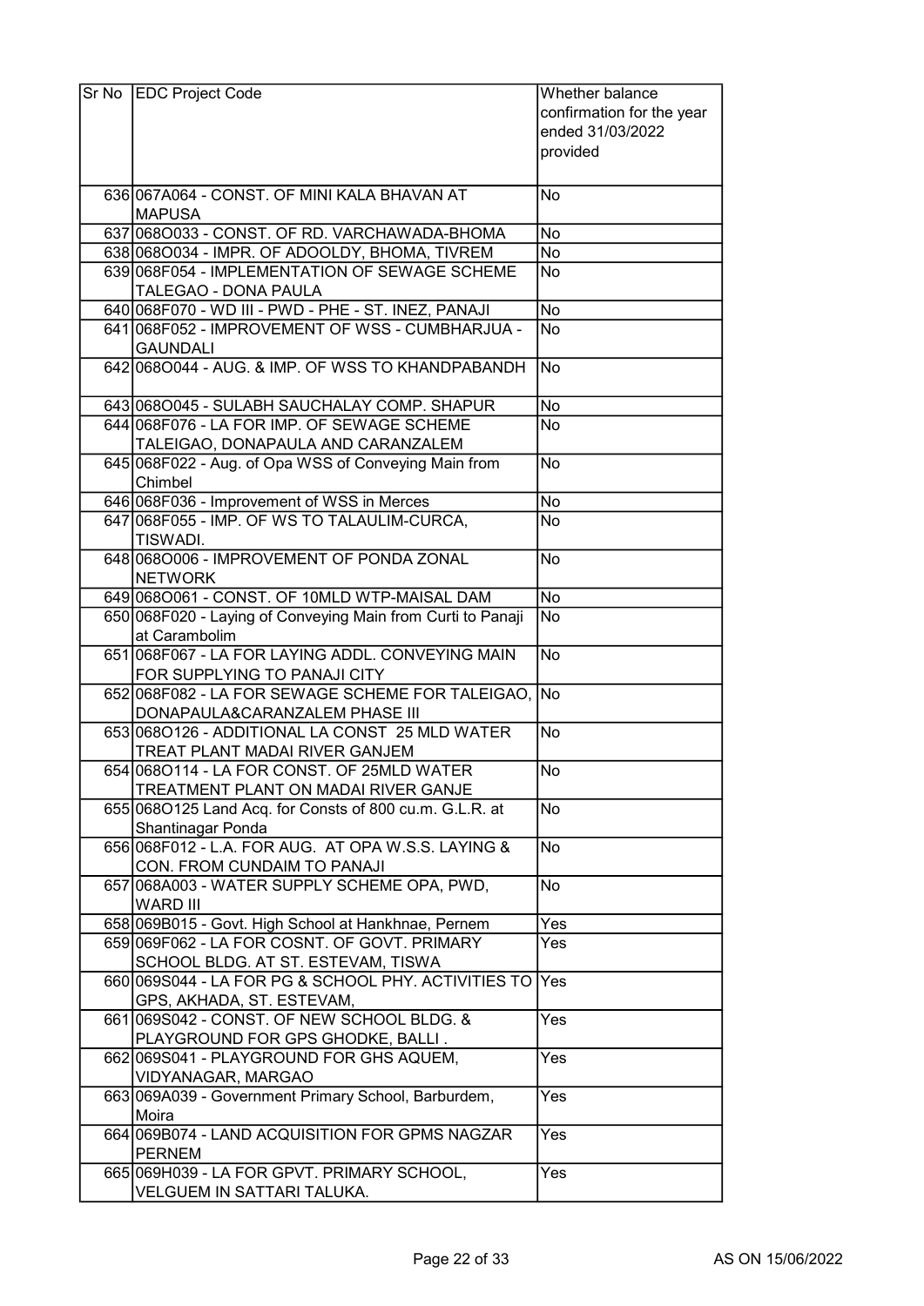| Sr No | EDC Project Code | Whether balance confirmation for the year ended 31/03/2022 provided |
|---|---|---|
| 636 | 067A064 - CONST. OF MINI KALA BHAVAN AT MAPUSA | No |
| 637 | 068O033 - CONST. OF RD. VARCHAWADA-BHOMA | No |
| 638 | 068O034 - IMPR. OF ADOOLDY, BHOMA, TIVREM | No |
| 639 | 068F054 - IMPLEMENTATION OF SEWAGE SCHEME TALEGAO - DONA PAULA | No |
| 640 | 068F070 - WD III - PWD - PHE - ST. INEZ, PANAJI | No |
| 641 | 068F052 - IMPROVEMENT OF WSS - CUMBHARJUA - GAUNDALI | No |
| 642 | 068O044 - AUG. & IMP. OF WSS TO KHANDPABANDH | No |
| 643 | 068O045 - SULABH SAUCHALAY COMP. SHAPUR | No |
| 644 | 068F076 - LA FOR IMP. OF SEWAGE SCHEME TALEIGAO, DONAPAULA AND CARANZALEM | No |
| 645 | 068F022 - Aug. of Opa WSS of Conveying Main from Chimbel | No |
| 646 | 068F036 - Improvement of WSS in Merces | No |
| 647 | 068F055 - IMP. OF WS TO TALAULIM-CURCA, TISWADI. | No |
| 648 | 068O006 - IMPROVEMENT OF PONDA ZONAL NETWORK | No |
| 649 | 068O061 - CONST. OF 10MLD WTP-MAISAL DAM | No |
| 650 | 068F020 - Laying of Conveying Main from Curti to Panaji at Carambolim | No |
| 651 | 068F067 - LA FOR LAYING ADDL. CONVEYING MAIN FOR SUPPLYING TO PANAJI CITY | No |
| 652 | 068F082 - LA FOR SEWAGE SCHEME FOR TALEIGAO, DONAPAULA&CARANZALEM PHASE III | No |
| 653 | 068O126 - ADDITIONAL LA CONST 25 MLD WATER TREAT PLANT MADAI RIVER GANJEM | No |
| 654 | 068O114 - LA FOR CONST. OF 25MLD WATER TREATMENT PLANT ON MADAI RIVER GANJE | No |
| 655 | 068O125 Land Acq. for Consts of 800 cu.m. G.L.R. at Shantinagar Ponda | No |
| 656 | 068F012 - L.A. FOR AUG. AT OPA W.S.S. LAYING & CON. FROM CUNDAIM TO PANAJI | No |
| 657 | 068A003 - WATER SUPPLY SCHEME OPA, PWD, WARD III | No |
| 658 | 069B015 - Govt. High School at Hankhnae, Pernem | Yes |
| 659 | 069F062 - LA FOR COSNT. OF GOVT. PRIMARY SCHOOL BLDG. AT ST. ESTEVAM, TISWA | Yes |
| 660 | 069S044 - LA FOR PG & SCHOOL PHY. ACTIVITIES TO GPS, AKHADA, ST. ESTEVAM, | Yes |
| 661 | 069S042 - CONST. OF NEW SCHOOL BLDG. & PLAYGROUND FOR GPS GHODKE, BALLI . | Yes |
| 662 | 069S041 - PLAYGROUND FOR GHS AQUEM, VIDYANAGAR, MARGAO | Yes |
| 663 | 069A039 - Government Primary School, Barburdem, Moira | Yes |
| 664 | 069B074 - LAND ACQUISITION FOR GPMS NAGZAR PERNEM | Yes |
| 665 | 069H039 - LA FOR GPVT. PRIMARY SCHOOL, VELGUEM IN SATTARI TALUKA. | Yes |

AS ON 15/06/2022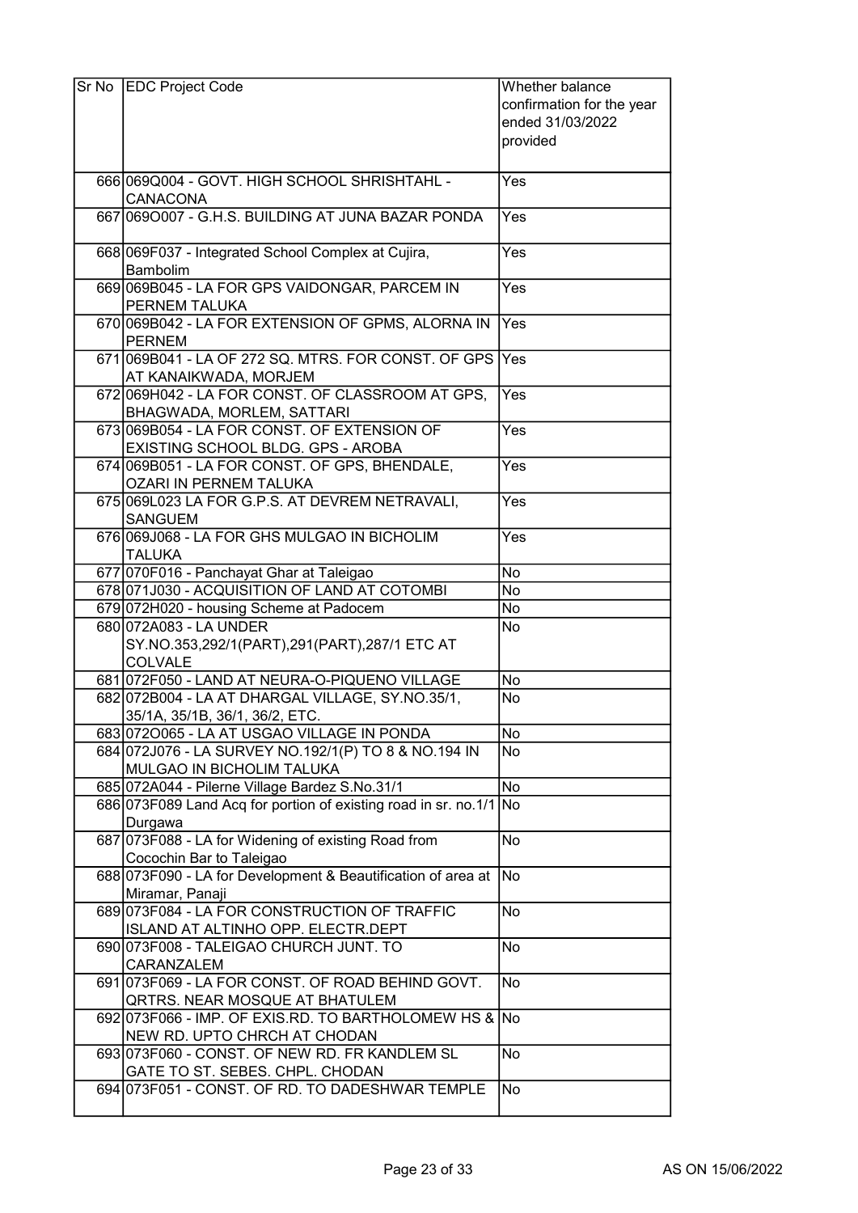| Sr No | EDC Project Code | Whether balance confirmation for the year ended 31/03/2022 provided |
|---|---|---|
| 666 | 069Q004 - GOVT. HIGH SCHOOL SHRISHTAHL - CANACONA | Yes |
| 667 | 069O007 - G.H.S. BUILDING AT JUNA BAZAR PONDA | Yes |
| 668 | 069F037 - Integrated School Complex at Cujira, Bambolim | Yes |
| 669 | 069B045 - LA FOR GPS VAIDONGAR, PARCEM IN PERNEM TALUKA | Yes |
| 670 | 069B042 - LA FOR EXTENSION OF GPMS, ALORNA IN PERNEM | Yes |
| 671 | 069B041 - LA OF 272 SQ. MTRS. FOR CONST. OF GPS AT KANAIKWADA, MORJEM | Yes |
| 672 | 069H042 - LA FOR CONST. OF CLASSROOM AT GPS, BHAGWADA, MORLEM, SATTARI | Yes |
| 673 | 069B054 - LA FOR CONST. OF EXTENSION OF EXISTING SCHOOL BLDG. GPS - AROBA | Yes |
| 674 | 069B051 - LA FOR CONST. OF GPS, BHENDALE, OZARI IN PERNEM TALUKA | Yes |
| 675 | 069L023 LA FOR G.P.S. AT DEVREM NETRAVALI, SANGUEM | Yes |
| 676 | 069J068 - LA FOR GHS MULGAO IN BICHOLIM TALUKA | Yes |
| 677 | 070F016 - Panchayat Ghar at Taleigao | No |
| 678 | 071J030 - ACQUISITION OF LAND AT COTOMBI | No |
| 679 | 072H020 - housing Scheme at Padocem | No |
| 680 | 072A083 - LA UNDER SY.NO.353,292/1(PART),291(PART),287/1 ETC AT COLVALE | No |
| 681 | 072F050 - LAND AT NEURA-O-PIQUENO VILLAGE | No |
| 682 | 072B004 - LA AT DHARGAL VILLAGE, SY.NO.35/1, 35/1A, 35/1B, 36/1, 36/2, ETC. | No |
| 683 | 072O065 - LA AT USGAO VILLAGE IN PONDA | No |
| 684 | 072J076 - LA SURVEY NO.192/1(P) TO 8 & NO.194 IN MULGAO IN BICHOLIM TALUKA | No |
| 685 | 072A044 - Pilerne Village Bardez S.No.31/1 | No |
| 686 | 073F089 Land Acq for portion of existing road in sr. no.1/1 Durgawa | No |
| 687 | 073F088 - LA for Widening of existing Road from Cocochin Bar to Taleigao | No |
| 688 | 073F090 - LA for Development & Beautification of area at Miramar, Panaji | No |
| 689 | 073F084 - LA FOR CONSTRUCTION OF TRAFFIC ISLAND AT ALTINHO OPP. ELECTR.DEPT | No |
| 690 | 073F008 - TALEIGAO CHURCH JUNT. TO CARANZALEM | No |
| 691 | 073F069 - LA FOR CONST. OF ROAD BEHIND GOVT. QRTRS. NEAR MOSQUE AT BHATULEM | No |
| 692 | 073F066 - IMP. OF EXIS.RD. TO BARTHOLOMEW HS & NEW RD. UPTO CHRCH AT CHODAN | No |
| 693 | 073F060 - CONST. OF NEW RD. FR KANDLEM SL GATE TO ST. SEBES. CHPL. CHODAN | No |
| 694 | 073F051 - CONST. OF RD. TO DADESHWAR TEMPLE | No |

AS ON 15/06/2022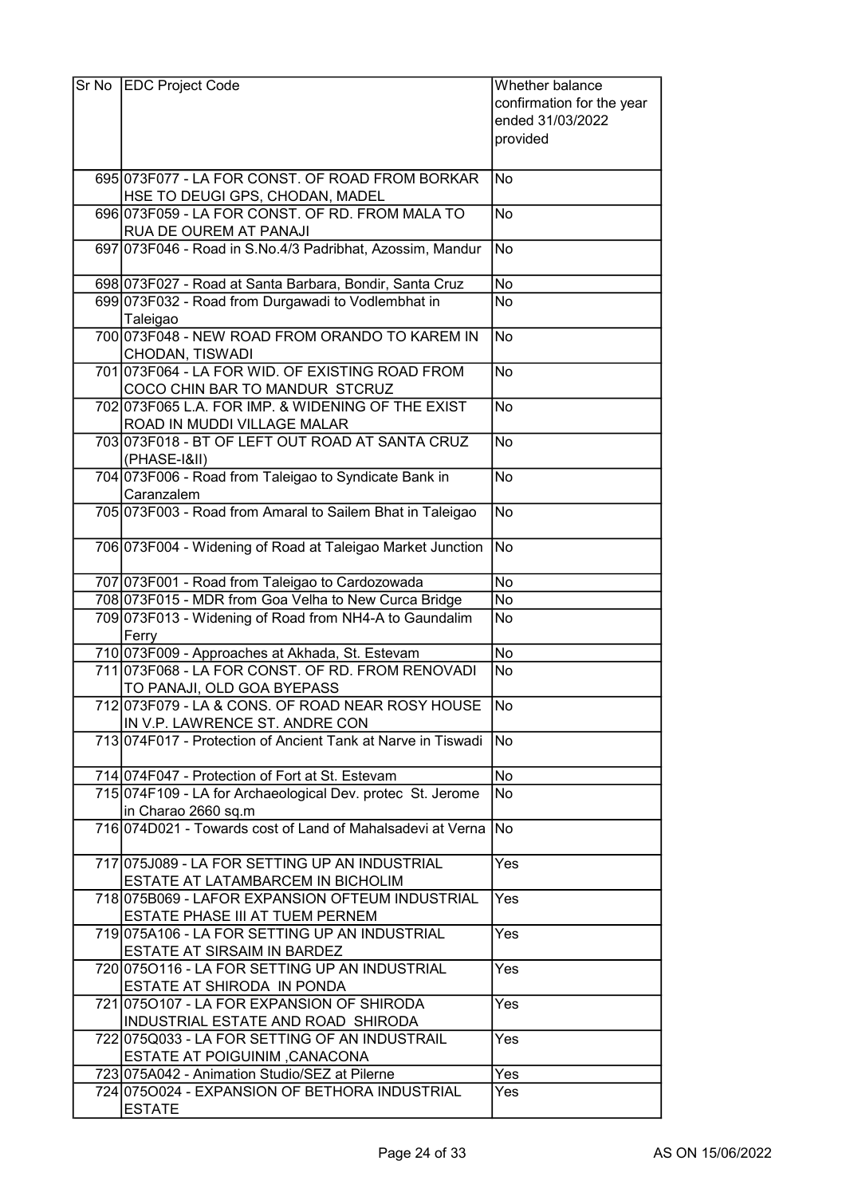| Sr No | EDC Project Code | Whether balance confirmation for the year ended 31/03/2022 provided |
|---|---|---|
| 695 | 073F077 - LA FOR CONST. OF ROAD FROM BORKAR HSE TO DEUGI GPS, CHODAN, MADEL | No |
| 696 | 073F059 - LA FOR CONST. OF RD. FROM MALA TO RUA DE OUREM AT PANAJI | No |
| 697 | 073F046 - Road in S.No.4/3 Padribhat, Azossim, Mandur | No |
| 698 | 073F027 - Road at Santa Barbara, Bondir, Santa Cruz | No |
| 699 | 073F032 - Road from Durgawadi to Vodlembhat in Taleigao | No |
| 700 | 073F048 - NEW ROAD FROM ORANDO TO KAREM IN CHODAN, TISWADI | No |
| 701 | 073F064 - LA FOR WID. OF EXISTING ROAD FROM COCO CHIN BAR TO MANDUR STCRUZ | No |
| 702 | 073F065 L.A. FOR IMP. & WIDENING OF THE EXIST ROAD IN MUDDI VILLAGE MALAR | No |
| 703 | 073F018 - BT OF LEFT OUT ROAD AT SANTA CRUZ (PHASE-I&II) | No |
| 704 | 073F006 - Road from Taleigao to Syndicate Bank in Caranzalem | No |
| 705 | 073F003 - Road from Amaral to Sailem Bhat in Taleigao | No |
| 706 | 073F004 - Widening of Road at Taleigao Market Junction | No |
| 707 | 073F001 - Road from Taleigao to Cardozowada | No |
| 708 | 073F015 - MDR from Goa Velha to New Curca Bridge | No |
| 709 | 073F013 - Widening of Road from NH4-A to Gaundalim Ferry | No |
| 710 | 073F009 - Approaches at Akhada, St. Estevam | No |
| 711 | 073F068 - LA FOR CONST. OF RD. FROM RENOVADI TO PANAJI, OLD GOA BYEPASS | No |
| 712 | 073F079 - LA & CONS. OF ROAD NEAR ROSY HOUSE IN V.P. LAWRENCE ST. ANDRE CON | No |
| 713 | 074F017 - Protection of Ancient Tank at Narve in Tiswadi | No |
| 714 | 074F047 - Protection of Fort at St. Estevam | No |
| 715 | 074F109 - LA for Archaeological Dev. protec St. Jerome in Charao 2660 sq.m | No |
| 716 | 074D021 - Towards cost of Land of Mahalsadevi at Verna | No |
| 717 | 075J089 - LA FOR SETTING UP AN INDUSTRIAL ESTATE AT LATAMBARCEM IN BICHOLIM | Yes |
| 718 | 075B069 - LAFOR EXPANSION OFTEUM INDUSTRIAL ESTATE PHASE III AT TUEM PERNEM | Yes |
| 719 | 075A106 - LA FOR SETTING UP AN INDUSTRIAL ESTATE AT SIRSAIM IN BARDEZ | Yes |
| 720 | 075O116 - LA FOR SETTING UP AN INDUSTRIAL ESTATE AT SHIRODA IN PONDA | Yes |
| 721 | 075O107 - LA FOR EXPANSION OF SHIRODA INDUSTRIAL ESTATE AND ROAD SHIRODA | Yes |
| 722 | 075Q033 - LA FOR SETTING OF AN INDUSTRAIL ESTATE AT POIGUINIM ,CANACONA | Yes |
| 723 | 075A042 - Animation Studio/SEZ at Pilerne | Yes |
| 724 | 075O024 - EXPANSION OF BETHORA INDUSTRIAL ESTATE | Yes |

AS ON 15/06/2022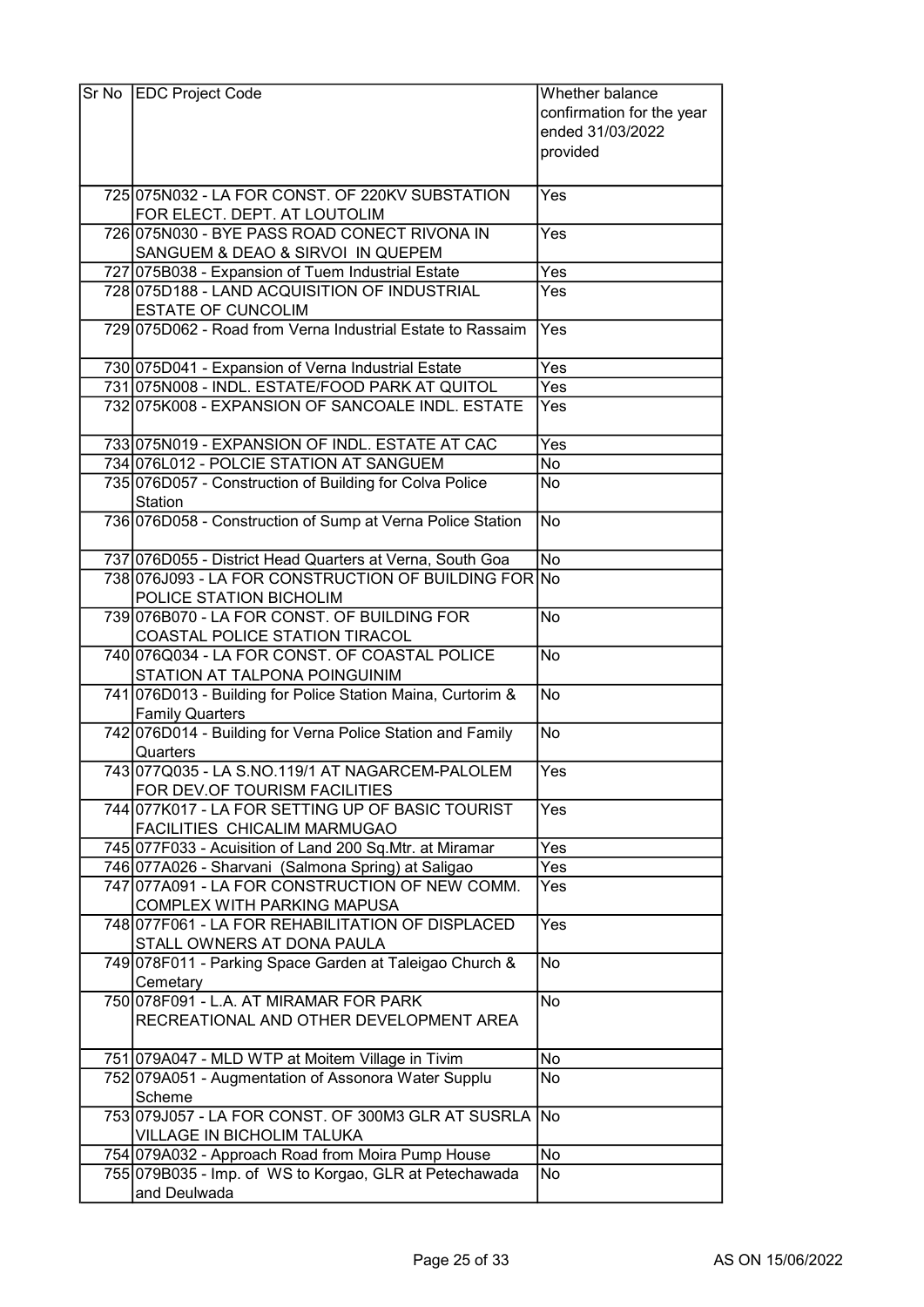| Sr No | EDC Project Code | Whether balance confirmation for the year ended 31/03/2022 provided |
|---|---|---|
| 725 | 075N032 - LA FOR CONST. OF 220KV SUBSTATION FOR ELECT. DEPT. AT LOUTOLIM | Yes |
| 726 | 075N030 - BYE PASS ROAD CONECT RIVONA IN SANGUEM & DEAO & SIRVOI IN QUEPEM | Yes |
| 727 | 075B038 - Expansion of Tuem Industrial Estate | Yes |
| 728 | 075D188 - LAND ACQUISITION OF INDUSTRIAL ESTATE OF CUNCOLIM | Yes |
| 729 | 075D062 - Road from Verna Industrial Estate to Rassaim | Yes |
| 730 | 075D041 - Expansion of Verna Industrial Estate | Yes |
| 731 | 075N008 - INDL. ESTATE/FOOD PARK AT QUITOL | Yes |
| 732 | 075K008 - EXPANSION OF SANCOALE INDL. ESTATE | Yes |
| 733 | 075N019 - EXPANSION OF INDL. ESTATE AT CAC | Yes |
| 734 | 076L012 - POLCIE STATION AT SANGUEM | No |
| 735 | 076D057 - Construction of Building for Colva Police Station | No |
| 736 | 076D058 - Construction of Sump at Verna Police Station | No |
| 737 | 076D055 - District Head Quarters at Verna, South Goa | No |
| 738 | 076J093 - LA FOR CONSTRUCTION OF BUILDING FOR POLICE STATION BICHOLIM | No |
| 739 | 076B070 - LA FOR CONST. OF BUILDING FOR COASTAL POLICE STATION TIRACOL | No |
| 740 | 076Q034 - LA FOR CONST. OF COASTAL POLICE STATION AT TALPONA POINGUINIM | No |
| 741 | 076D013 - Building for Police Station Maina, Curtorim & Family Quarters | No |
| 742 | 076D014 - Building for Verna Police Station and Family Quarters | No |
| 743 | 077Q035 - LA S.NO.119/1 AT NAGARCEM-PALOLEM FOR DEV.OF TOURISM FACILITIES | Yes |
| 744 | 077K017 - LA FOR SETTING UP OF BASIC TOURIST FACILITIES CHICALIM MARMUGAO | Yes |
| 745 | 077F033 - Acuisition of Land 200 Sq.Mtr. at Miramar | Yes |
| 746 | 077A026 - Sharvani (Salmona Spring) at Saligao | Yes |
| 747 | 077A091 - LA FOR CONSTRUCTION OF NEW COMM. COMPLEX WITH PARKING MAPUSA | Yes |
| 748 | 077F061 - LA FOR REHABILITATION OF DISPLACED STALL OWNERS AT DONA PAULA | Yes |
| 749 | 078F011 - Parking Space Garden at Taleigao Church & Cemetary | No |
| 750 | 078F091 - L.A. AT MIRAMAR FOR PARK RECREATIONAL AND OTHER DEVELOPMENT AREA | No |
| 751 | 079A047 - MLD WTP at Moitem Village in Tivim | No |
| 752 | 079A051 - Augmentation of Assonora Water Supplu Scheme | No |
| 753 | 079J057 - LA FOR CONST. OF 300M3 GLR AT SUSRLA VILLAGE IN BICHOLIM TALUKA | No |
| 754 | 079A032 - Approach Road from Moira Pump House | No |
| 755 | 079B035 - Imp. of WS to Korgao, GLR at Petechawada and Deulwada | No |

AS ON 15/06/2022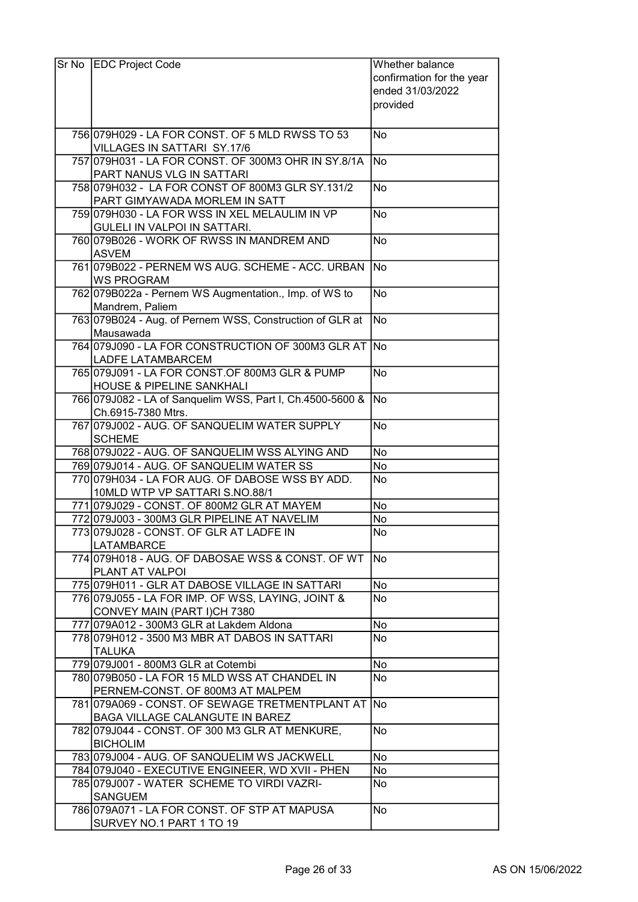| Sr No | EDC Project Code | Whether balance confirmation for the year ended 31/03/2022 provided |
|---|---|---|
| 756 | 079H029 - LA FOR CONST. OF 5 MLD RWSS TO 53 VILLAGES IN SATTARI SY.17/6 | No |
| 757 | 079H031 - LA FOR CONST. OF 300M3 OHR IN SY.8/1A PART NANUS VLG IN SATTARI | No |
| 758 | 079H032 - LA FOR CONST OF 800M3 GLR SY.131/2 PART GIMYAWADA MORLEM IN SATT | No |
| 759 | 079H030 - LA FOR WSS IN XEL MELAULIM IN VP GULELI IN VALPOI IN SATTARI. | No |
| 760 | 079B026 - WORK OF RWSS IN MANDREM AND ASVEM | No |
| 761 | 079B022 - PERNEM WS AUG. SCHEME - ACC. URBAN WS PROGRAM | No |
| 762 | 079B022a - Pernem WS Augmentation., Imp. of WS to Mandrem, Paliem | No |
| 763 | 079B024 - Aug. of Pernem WSS, Construction of GLR at Mausawada | No |
| 764 | 079J090 - LA FOR CONSTRUCTION OF 300M3 GLR AT LADFE LATAMBARCEM | No |
| 765 | 079J091 - LA FOR CONST.OF 800M3 GLR & PUMP HOUSE & PIPELINE SANKHALI | No |
| 766 | 079J082 - LA of Sanquelim WSS, Part I, Ch.4500-5600 & Ch.6915-7380 Mtrs. | No |
| 767 | 079J002 - AUG. OF SANQUELIM WATER SUPPLY SCHEME | No |
| 768 | 079J022 - AUG. OF SANQUELIM WSS ALYING AND | No |
| 769 | 079J014 - AUG. OF SANQUELIM WATER SS | No |
| 770 | 079H034 - LA FOR AUG. OF DABOSE WSS BY ADD. 10MLD WTP VP SATTARI S.NO.88/1 | No |
| 771 | 079J029 - CONST. OF 800M2 GLR AT MAYEM | No |
| 772 | 079J003 - 300M3 GLR PIPELINE AT NAVELIM | No |
| 773 | 079J028 - CONST. OF GLR AT LADFE IN LATAMBARCE | No |
| 774 | 079H018 - AUG. OF DABOSAE WSS & CONST. OF WT PLANT AT VALPOI | No |
| 775 | 079H011 - GLR AT DABOSE VILLAGE IN SATTARI | No |
| 776 | 079J055 - LA FOR IMP. OF WSS, LAYING, JOINT & CONVEY MAIN (PART I)CH 7380 | No |
| 777 | 079A012 - 300M3 GLR at Lakdem Aldona | No |
| 778 | 079H012 - 3500 M3 MBR AT DABOS IN SATTARI TALUKA | No |
| 779 | 079J001 - 800M3 GLR at Cotembi | No |
| 780 | 079B050 - LA FOR 15 MLD WSS AT CHANDEL IN PERNEM-CONST. OF 800M3 AT MALPEM | No |
| 781 | 079A069 - CONST. OF SEWAGE TRETMENTPLANT AT BAGA VILLAGE CALANGUTE IN BAREZ | No |
| 782 | 079J044 - CONST. OF 300 M3 GLR AT MENKURE, BICHOLIM | No |
| 783 | 079J004 - AUG. OF SANQUELIM WS JACKWELL | No |
| 784 | 079J040 - EXECUTIVE ENGINEER, WD XVII - PHEN | No |
| 785 | 079J007 - WATER SCHEME TO VIRDI VAZRI-SANGUEM | No |
| 786 | 079A071 - LA FOR CONST. OF STP AT MAPUSA SURVEY NO.1 PART 1 TO 19 | No |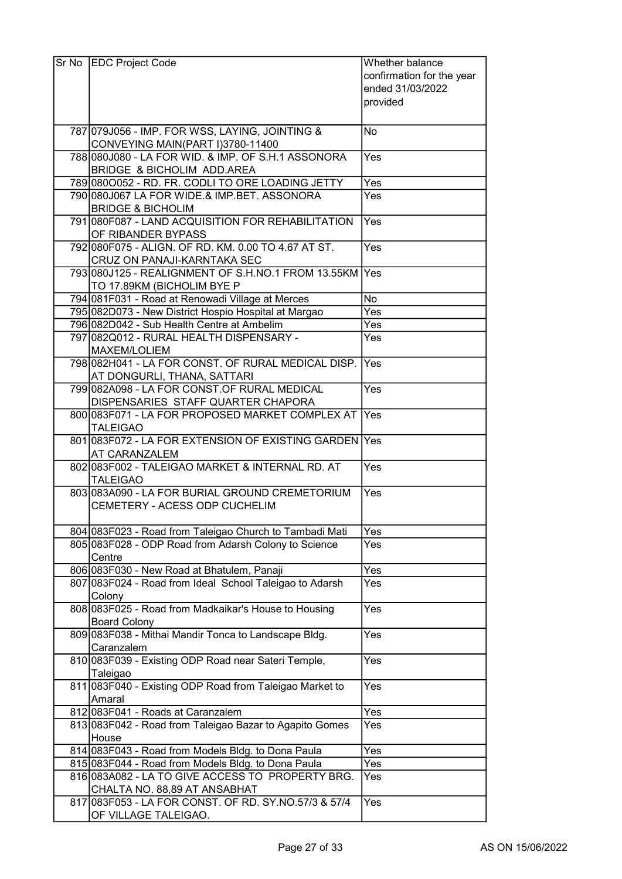| Sr No | EDC Project Code | Whether balance confirmation for the year ended 31/03/2022 provided |
|---|---|---|
| 787 | 079J056 - IMP. FOR WSS, LAYING, JOINTING & CONVEYING MAIN(PART I)3780-11400 | No |
| 788 | 080J080 - LA FOR WID. & IMP. OF S.H.1 ASSONORA BRIDGE & BICHOLIM ADD.AREA | Yes |
| 789 | 080O052 - RD. FR. CODLI TO ORE LOADING JETTY | Yes |
| 790 | 080J067 LA FOR WIDE.& IMP.BET. ASSONORA BRIDGE & BICHOLIM | Yes |
| 791 | 080F087 - LAND ACQUISITION FOR REHABILITATION OF RIBANDER BYPASS | Yes |
| 792 | 080F075 - ALIGN. OF RD. KM. 0.00 TO 4.67 AT ST. CRUZ ON PANAJI-KARNTAKA SEC | Yes |
| 793 | 080J125 - REALIGNMENT OF S.H.NO.1 FROM 13.55KM TO 17.89KM (BICHOLIM BYE P | Yes |
| 794 | 081F031 - Road at Renowadi Village at Merces | No |
| 795 | 082D073 - New District Hospio Hospital at Margao | Yes |
| 796 | 082D042 - Sub Health Centre at Ambelim | Yes |
| 797 | 082Q012 - RURAL HEALTH DISPENSARY - MAXEM/LOLIEM | Yes |
| 798 | 082H041 - LA FOR CONST. OF RURAL MEDICAL DISP. AT DONGURLI, THANA, SATTARI | Yes |
| 799 | 082A098 - LA FOR CONST.OF RURAL MEDICAL DISPENSARIES STAFF QUARTER CHAPORA | Yes |
| 800 | 083F071 - LA FOR PROPOSED MARKET COMPLEX AT TALEIGAO | Yes |
| 801 | 083F072 - LA FOR EXTENSION OF EXISTING GARDEN AT CARANZALEM | Yes |
| 802 | 083F002 - TALEIGAO MARKET & INTERNAL RD. AT TALEIGAO | Yes |
| 803 | 083A090 - LA FOR BURIAL GROUND CREMETORIUM CEMETERY - ACESS ODP CUCHELIM | Yes |
| 804 | 083F023 - Road from Taleigao Church to Tambadi Mati | Yes |
| 805 | 083F028 - ODP Road from Adarsh Colony to Science Centre | Yes |
| 806 | 083F030 - New Road at Bhatulem, Panaji | Yes |
| 807 | 083F024 - Road from Ideal School Taleigao to Adarsh Colony | Yes |
| 808 | 083F025 - Road from Madkaikar's House to Housing Board Colony | Yes |
| 809 | 083F038 - Mithai Mandir Tonca to Landscape Bldg. Caranzalem | Yes |
| 810 | 083F039 - Existing ODP Road near Sateri Temple, Taleigao | Yes |
| 811 | 083F040 - Existing ODP Road from Taleigao Market to Amaral | Yes |
| 812 | 083F041 - Roads at Caranzalem | Yes |
| 813 | 083F042 - Road from Taleigao Bazar to Agapito Gomes House | Yes |
| 814 | 083F043 - Road from Models Bldg. to Dona Paula | Yes |
| 815 | 083F044 - Road from Models Bldg. to Dona Paula | Yes |
| 816 | 083A082 - LA TO GIVE ACCESS TO PROPERTY BRG. CHALTA NO. 88,89 AT ANSABHAT | Yes |
| 817 | 083F053 - LA FOR CONST. OF RD. SY.NO.57/3 & 57/4 OF VILLAGE TALEIGAO. | Yes |

AS ON 15/06/2022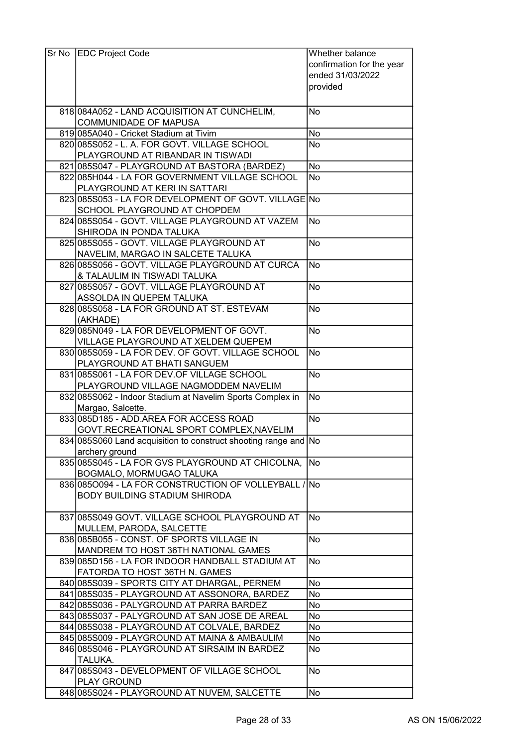| Sr No | EDC Project Code | Whether balance confirmation for the year ended 31/03/2022 provided |
|---|---|---|
| 818 | 084A052 - LAND ACQUISITION AT CUNCHELIM, COMMUNIDADE OF MAPUSA | No |
| 819 | 085A040 - Cricket Stadium at Tivim | No |
| 820 | 085S052 - L. A. FOR GOVT. VILLAGE SCHOOL PLAYGROUND AT RIBANDAR IN TISWADI | No |
| 821 | 085S047 - PLAYGROUND AT BASTORA (BARDEZ) | No |
| 822 | 085H044 - LA FOR GOVERNMENT VILLAGE SCHOOL PLAYGROUND AT KERI IN SATTARI | No |
| 823 | 085S053 - LA FOR DEVELOPMENT OF GOVT. VILLAGE SCHOOL PLAYGROUND AT CHOPDEM | No |
| 824 | 085S054 - GOVT. VILLAGE PLAYGROUND AT VAZEM SHIRODA IN PONDA TALUKA | No |
| 825 | 085S055 - GOVT. VILLAGE PLAYGROUND AT NAVELIM, MARGAO IN SALCETE TALUKA | No |
| 826 | 085S056 - GOVT. VILLAGE PLAYGROUND AT CURCA & TALAULIM IN TISWADI TALUKA | No |
| 827 | 085S057 - GOVT. VILLAGE PLAYGROUND AT ASSOLDA IN QUEPEM TALUKA | No |
| 828 | 085S058 - LA FOR GROUND AT ST. ESTEVAM (AKHADE) | No |
| 829 | 085N049 - LA FOR DEVELOPMENT OF GOVT. VILLAGE PLAYGROUND AT XELDEM QUEPEM | No |
| 830 | 085S059 - LA FOR DEV. OF GOVT. VILLAGE SCHOOL PLAYGROUND AT BHATI SANGUEM | No |
| 831 | 085S061 - LA FOR DEV.OF VILLAGE SCHOOL PLAYGROUND VILLAGE NAGMODDEM NAVELIM | No |
| 832 | 085S062 - Indoor Stadium at Navelim Sports Complex in Margao, Salcette. | No |
| 833 | 085D185 - ADD.AREA FOR ACCESS ROAD GOVT.RECREATIONAL SPORT COMPLEX,NAVELIM | No |
| 834 | 085S060 Land acquisition to construct shooting range and archery ground | No |
| 835 | 085S045 - LA FOR GVS PLAYGROUND AT CHICOLNA, BOGMALO, MORMUGAO TALUKA | No |
| 836 | 085O094 - LA FOR CONSTRUCTION OF VOLLEYBALL / BODY BUILDING STADIUM SHIRODA | No |
| 837 | 085S049 GOVT. VILLAGE SCHOOL PLAYGROUND AT MULLEM, PARODA, SALCETTE | No |
| 838 | 085B055 - CONST. OF SPORTS VILLAGE IN MANDREM TO HOST 36TH NATIONAL GAMES | No |
| 839 | 085D156 - LA FOR INDOOR HANDBALL STADIUM AT FATORDA TO HOST 36TH N. GAMES | No |
| 840 | 085S039 - SPORTS CITY AT DHARGAL, PERNEM | No |
| 841 | 085S035 - PLAYGROUND AT ASSONORA, BARDEZ | No |
| 842 | 085S036 - PALYGROUND AT PARRA BARDEZ | No |
| 843 | 085S037 - PALYGROUND AT SAN JOSE DE AREAL | No |
| 844 | 085S038 - PLAYGROUND AT COLVALE, BARDEZ | No |
| 845 | 085S009 - PLAYGROUND AT MAINA & AMBAULIM | No |
| 846 | 085S046 - PLAYGROUND AT SIRSAIM IN BARDEZ TALUKA. | No |
| 847 | 085S043 - DEVELOPMENT OF VILLAGE SCHOOL PLAY GROUND | No |
| 848 | 085S024 - PLAYGROUND AT NUVEM, SALCETTE | No |

AS ON 15/06/2022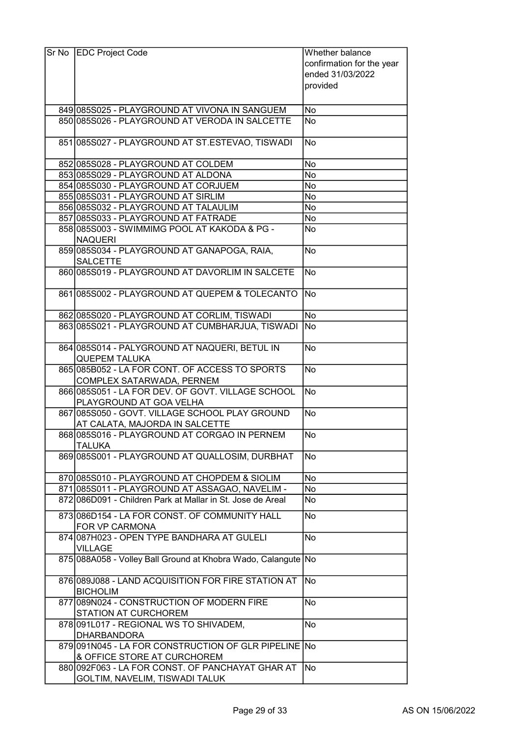| Sr No | EDC Project Code | Whether balance confirmation for the year ended 31/03/2022 provided |
|---|---|---|
| 849 | 085S025 - PLAYGROUND AT VIVONA IN SANGUEM | No |
| 850 | 085S026 - PLAYGROUND AT VERODA IN SALCETTE | No |
| 851 | 085S027 - PLAYGROUND AT ST.ESTEVAO, TISWADI | No |
| 852 | 085S028 - PLAYGROUND AT COLDEM | No |
| 853 | 085S029 - PLAYGROUND AT ALDONA | No |
| 854 | 085S030 - PLAYGROUND AT CORJUEM | No |
| 855 | 085S031 - PLAYGROUND AT SIRLIM | No |
| 856 | 085S032 - PLAYGROUND AT TALAULIM | No |
| 857 | 085S033 - PLAYGROUND AT FATRADE | No |
| 858 | 085S003 - SWIMMIMG POOL AT KAKODA & PG - NAQUERI | No |
| 859 | 085S034 - PLAYGROUND AT GANAPOGA, RAIA, SALCETTE | No |
| 860 | 085S019 - PLAYGROUND AT DAVORLIM IN SALCETE | No |
| 861 | 085S002 - PLAYGROUND AT QUEPEM & TOLECANTO | No |
| 862 | 085S020 - PLAYGROUND AT CORLIM, TISWADI | No |
| 863 | 085S021 - PLAYGROUND AT CUMBHARJUA, TISWADI | No |
| 864 | 085S014 - PALYGROUND AT NAQUERI, BETUL IN QUEPEM TALUKA | No |
| 865 | 085B052 - LA FOR CONT. OF ACCESS TO SPORTS COMPLEX SATARWADA, PERNEM | No |
| 866 | 085S051 - LA FOR DEV. OF GOVT. VILLAGE SCHOOL PLAYGROUND AT GOA VELHA | No |
| 867 | 085S050 - GOVT. VILLAGE SCHOOL PLAY GROUND AT CALATA, MAJORDA IN SALCETTE | No |
| 868 | 085S016 - PLAYGROUND AT CORGAO IN PERNEM TALUKA | No |
| 869 | 085S001 - PLAYGROUND AT QUALLOSIM, DURBHAT | No |
| 870 | 085S010 - PLAYGROUND AT CHOPDEM & SIOLIM | No |
| 871 | 085S011 - PLAYGROUND AT ASSAGAO, NAVELIM - | No |
| 872 | 086D091 - Children Park at Mallar in St. Jose de Areal | No |
| 873 | 086D154 - LA FOR CONST. OF COMMUNITY HALL FOR VP CARMONA | No |
| 874 | 087H023 - OPEN TYPE BANDHARA AT GULELI VILLAGE | No |
| 875 | 088A058 - Volley Ball Ground at Khobra Wado, Calangute | No |
| 876 | 089J088 - LAND ACQUISITION FOR FIRE STATION AT BICHOLIM | No |
| 877 | 089N024 - CONSTRUCTION OF MODERN FIRE STATION AT CURCHOREM | No |
| 878 | 091L017 - REGIONAL WS TO SHIVADEM, DHARBANDORA | No |
| 879 | 091N045 - LA FOR CONSTRUCTION OF GLR PIPELINE & OFFICE STORE AT CURCHOREM | No |
| 880 | 092F063 - LA FOR CONST. OF PANCHAYAT GHAR AT GOLTIM, NAVELIM, TISWADI TALUK | No |

AS ON 15/06/2022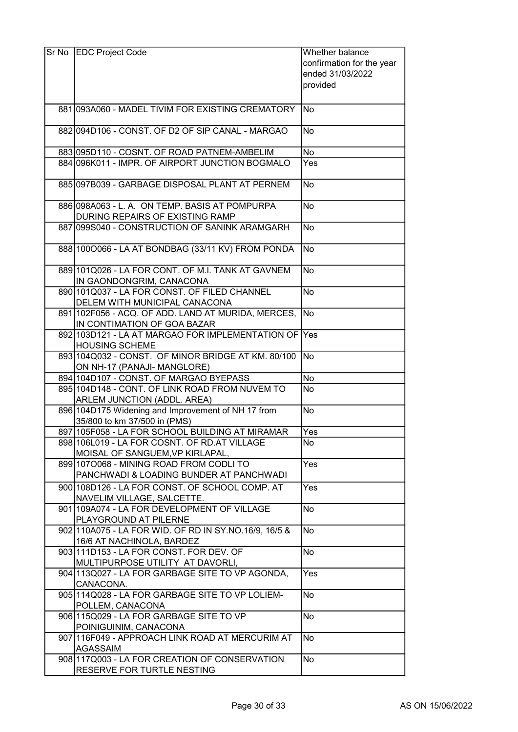| Sr No | EDC Project Code | Whether balance confirmation for the year ended 31/03/2022 provided |
|---|---|---|
| 881 | 093A060 - MADEL TIVIM FOR EXISTING CREMATORY | No |
| 882 | 094D106 - CONST. OF D2 OF SIP CANAL - MARGAO | No |
| 883 | 095D110 - COSNT. OF ROAD PATNEM-AMBELIM | No |
| 884 | 096K011 - IMPR. OF AIRPORT JUNCTION BOGMALO | Yes |
| 885 | 097B039 - GARBAGE DISPOSAL PLANT AT PERNEM | No |
| 886 | 098A063 - L. A. ON TEMP. BASIS AT POMPURPA DURING REPAIRS OF EXISTING RAMP | No |
| 887 | 099S040 - CONSTRUCTION OF SANINK ARAMGARH | No |
| 888 | 100O066 - LA AT BONDBAG (33/11 KV) FROM PONDA | No |
| 889 | 101Q026 - LA FOR CONT. OF M.I. TANK AT GAVNEM IN GAONDONGRIM, CANACONA | No |
| 890 | 101Q037 - LA FOR CONST. OF FILED CHANNEL DELEM WITH MUNICIPAL CANACONA | No |
| 891 | 102F056 - ACQ. OF ADD. LAND AT MURIDA, MERCES, IN CONTIMATION OF GOA BAZAR | No |
| 892 | 103D121 - LA AT MARGAO FOR IMPLEMENTATION OF HOUSING SCHEME | Yes |
| 893 | 104Q032 - CONST. OF MINOR BRIDGE AT KM. 80/100 ON NH-17 (PANAJI- MANGLORE) | No |
| 894 | 104D107 - CONST. OF MARGAO BYEPASS | No |
| 895 | 104D148 - CONT. OF LINK ROAD FROM NUVEM TO ARLEM JUNCTION (ADDL. AREA) | No |
| 896 | 104D175 Widening and Improvement of NH 17 from 35/800 to km 37/500 in (PMS) | No |
| 897 | 105F058 - LA FOR SCHOOL BUILDING AT MIRAMAR | Yes |
| 898 | 106L019 - LA FOR COSNT. OF RD.AT VILLAGE MOISAL OF SANGUEM,VP KIRLAPAL, | No |
| 899 | 107O068 - MINING ROAD FROM CODLI TO PANCHWADI & LOADING BUNDER AT PANCHWADI | Yes |
| 900 | 108D126 - LA FOR CONST. OF SCHOOL COMP. AT NAVELIM VILLAGE, SALCETTE. | Yes |
| 901 | 109A074 - LA FOR DEVELOPMENT OF VILLAGE PLAYGROUND AT PILERNE | No |
| 902 | 110A075 - LA FOR WID. OF RD IN SY.NO.16/9, 16/5 & 16/6 AT NACHINOLA, BARDEZ | No |
| 903 | 111D153 - LA FOR CONST. FOR DEV. OF MULTIPURPOSE UTILITY AT DAVORLI, | No |
| 904 | 113Q027 - LA FOR GARBAGE SITE TO VP AGONDA, CANACONA. | Yes |
| 905 | 114Q028 - LA FOR GARBAGE SITE TO VP LOLIEM-POLLEM, CANACONA | No |
| 906 | 115Q029 - LA FOR GARBAGE SITE TO VP POINIGUINIM, CANACONA | No |
| 907 | 116F049 - APPROACH LINK ROAD AT MERCURIM AT AGASSAIM | No |
| 908 | 117Q003 - LA FOR CREATION OF CONSERVATION RESERVE FOR TURTLE NESTING | No |

AS ON 15/06/2022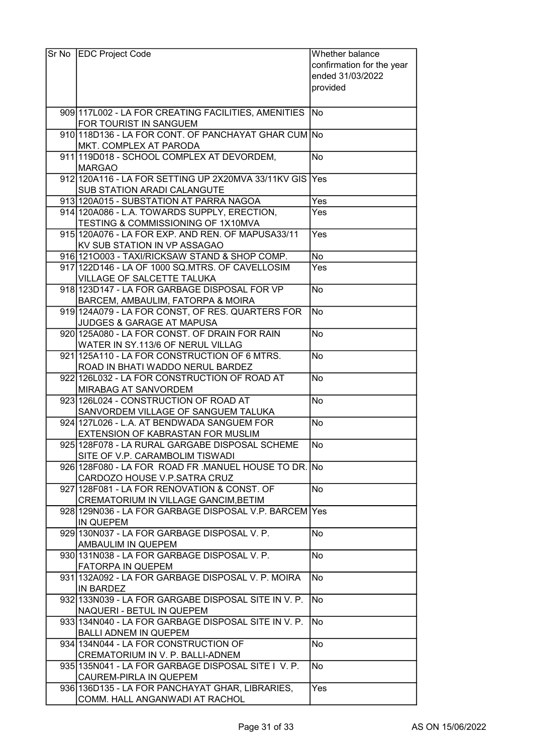| Sr No | EDC Project Code | Whether balance confirmation for the year ended 31/03/2022 provided |
|---|---|---|
| 909 | 117L002 - LA FOR CREATING FACILITIES, AMENITIES FOR TOURIST IN SANGUEM | No |
| 910 | 118D136 - LA FOR CONT. OF PANCHAYAT GHAR CUM MKT. COMPLEX AT PARODA | No |
| 911 | 119D018 - SCHOOL COMPLEX AT DEVORDEM, MARGAO | No |
| 912 | 120A116 - LA FOR SETTING UP 2X20MVA 33/11KV GIS SUB STATION ARADI CALANGUTE | Yes |
| 913 | 120A015 - SUBSTATION AT PARRA NAGOA | Yes |
| 914 | 120A086 - L.A. TOWARDS SUPPLY, ERECTION, TESTING & COMMISSIONING OF 1X10MVA | Yes |
| 915 | 120A076 - LA FOR EXP. AND REN. OF MAPUSA33/11 KV SUB STATION IN VP ASSAGAO | Yes |
| 916 | 121O003 - TAXI/RICKSAW STAND & SHOP COMP. | No |
| 917 | 122D146 - LA OF 1000 SQ.MTRS. OF CAVELLOSIM VILLAGE OF SALCETTE TALUKA | Yes |
| 918 | 123D147 - LA FOR GARBAGE DISPOSAL FOR VP BARCEM, AMBAULIM, FATORPA & MOIRA | No |
| 919 | 124A079 - LA FOR CONST, OF RES. QUARTERS FOR JUDGES & GARAGE AT MAPUSA | No |
| 920 | 125A080 - LA FOR CONST. OF DRAIN FOR RAIN WATER IN SY.113/6 OF NERUL VILLAG | No |
| 921 | 125A110 - LA FOR CONSTRUCTION OF 6 MTRS. ROAD IN BHATI WADDO NERUL BARDEZ | No |
| 922 | 126L032 - LA FOR CONSTRUCTION OF ROAD AT MIRABAG AT SANVORDEM | No |
| 923 | 126L024 - CONSTRUCTION OF ROAD AT SANVORDEM VILLAGE OF SANGUEM TALUKA | No |
| 924 | 127L026 - L.A. AT BENDWADA SANGUEM FOR EXTENSION OF KABRASTAN FOR MUSLIM | No |
| 925 | 128F078 - LA RURAL GARGABE DISPOSAL SCHEME SITE OF V.P. CARAMBOLIM TISWADI | No |
| 926 | 128F080 - LA FOR ROAD FR .MANUEL HOUSE TO DR. CARDOZO HOUSE V.P.SATRA CRUZ | No |
| 927 | 128F081 - LA FOR RENOVATION & CONST. OF CREMATORIUM IN VILLAGE GANCIM,BETIM | No |
| 928 | 129N036 - LA FOR GARBAGE DISPOSAL V.P. BARCEM IN QUEPEM | Yes |
| 929 | 130N037 - LA FOR GARBAGE DISPOSAL V. P. AMBAULIM IN QUEPEM | No |
| 930 | 131N038 - LA FOR GARBAGE DISPOSAL V. P. FATORPA IN QUEPEM | No |
| 931 | 132A092 - LA FOR GARBAGE DISPOSAL V. P. MOIRA IN BARDEZ | No |
| 932 | 133N039 - LA FOR GARGABE DISPOSAL SITE IN V. P. NAQUERI - BETUL IN QUEPEM | No |
| 933 | 134N040 - LA FOR GARBAGE DISPOSAL SITE IN V. P. BALLI ADNEM IN QUEPEM | No |
| 934 | 134N044 - LA FOR CONSTRUCTION OF CREMATORIUM IN V. P. BALLI-ADNEM | No |
| 935 | 135N041 - LA FOR GARBAGE DISPOSAL SITE I V. P. CAUREM-PIRLA IN QUEPEM | No |
| 936 | 136D135 - LA FOR PANCHAYAT GHAR, LIBRARIES, COMM. HALL ANGANWADI AT RACHOL | Yes |

AS ON 15/06/2022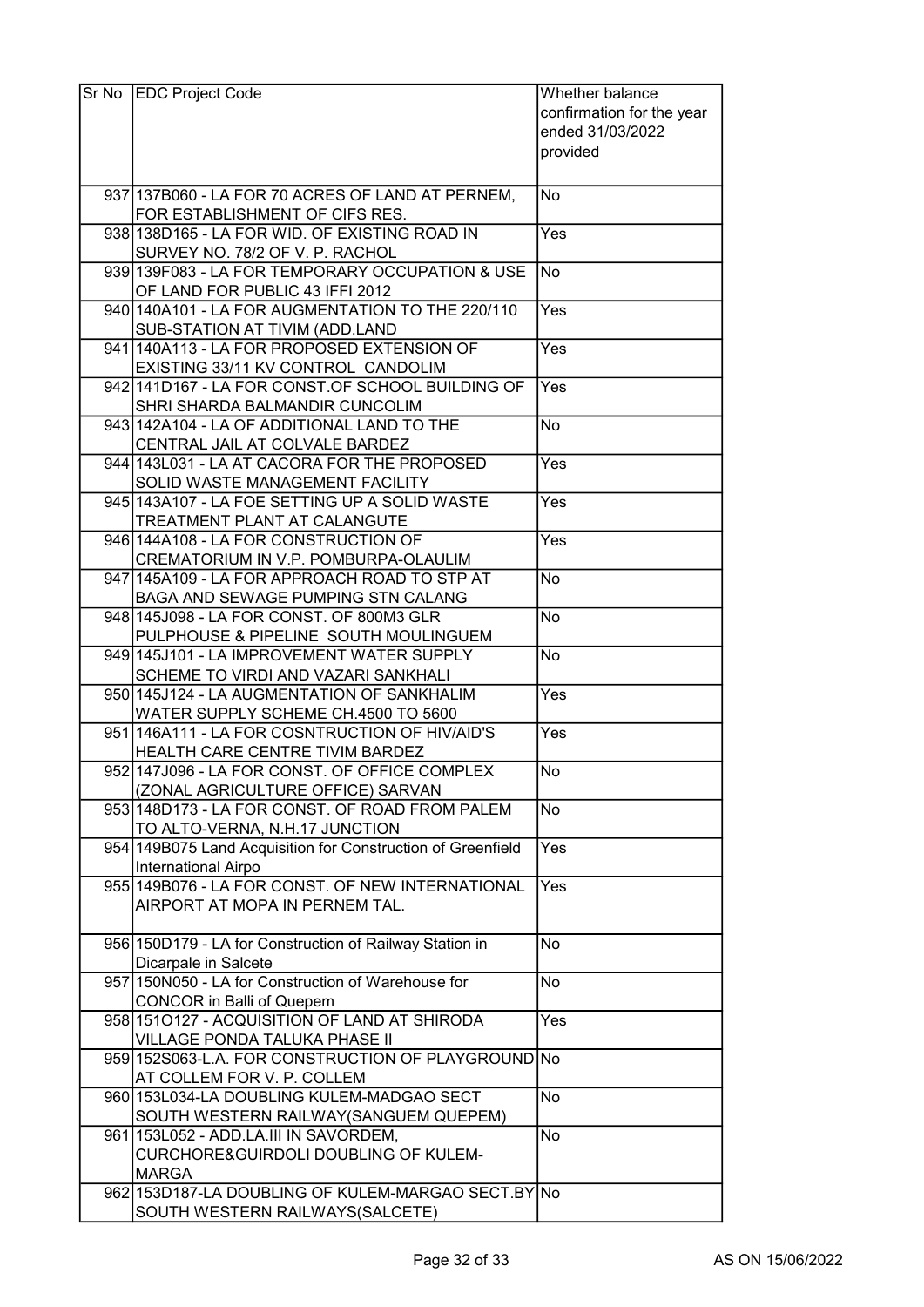| Sr No | EDC Project Code | Whether balance confirmation for the year ended 31/03/2022 provided |
|---|---|---|
| 937 | 137B060 - LA FOR 70 ACRES OF LAND AT PERNEM, FOR ESTABLISHMENT OF CIFS RES. | No |
| 938 | 138D165 - LA FOR WID. OF EXISTING ROAD IN SURVEY NO. 78/2 OF V. P. RACHOL | Yes |
| 939 | 139F083 - LA FOR TEMPORARY OCCUPATION & USE OF LAND FOR PUBLIC 43 IFFI 2012 | No |
| 940 | 140A101 - LA FOR AUGMENTATION TO THE 220/110 SUB-STATION AT TIVIM (ADD.LAND | Yes |
| 941 | 140A113 - LA FOR PROPOSED EXTENSION OF EXISTING 33/11 KV CONTROL CANDOLIM | Yes |
| 942 | 141D167 - LA FOR CONST.OF SCHOOL BUILDING OF SHRI SHARDA BALMANDIR CUNCOLIM | Yes |
| 943 | 142A104 - LA OF ADDITIONAL LAND TO THE CENTRAL JAIL AT COLVALE BARDEZ | No |
| 944 | 143L031 - LA AT CACORA FOR THE PROPOSED SOLID WASTE MANAGEMENT FACILITY | Yes |
| 945 | 143A107 - LA FOE SETTING UP A SOLID WASTE TREATMENT PLANT AT CALANGUTE | Yes |
| 946 | 144A108 - LA FOR CONSTRUCTION OF CREMATORIUM IN V.P. POMBURPA-OLAULIM | Yes |
| 947 | 145A109 - LA FOR APPROACH ROAD TO STP AT BAGA AND SEWAGE PUMPING STN CALANG | No |
| 948 | 145J098 - LA FOR CONST. OF 800M3 GLR PULPHOUSE & PIPELINE SOUTH MOULINGUEM | No |
| 949 | 145J101 - LA IMPROVEMENT WATER SUPPLY SCHEME TO VIRDI AND VAZARI SANKHALI | No |
| 950 | 145J124 - LA AUGMENTATION OF SANKHALIM WATER SUPPLY SCHEME CH.4500 TO 5600 | Yes |
| 951 | 146A111 - LA FOR COSNTRUCTION OF HIV/AID'S HEALTH CARE CENTRE TIVIM BARDEZ | Yes |
| 952 | 147J096 - LA FOR CONST. OF OFFICE COMPLEX (ZONAL AGRICULTURE OFFICE) SARVAN | No |
| 953 | 148D173 - LA FOR CONST. OF ROAD FROM PALEM TO ALTO-VERNA, N.H.17 JUNCTION | No |
| 954 | 149B075 Land Acquisition for Construction of Greenfield International Airpo | Yes |
| 955 | 149B076 - LA FOR CONST. OF NEW INTERNATIONAL AIRPORT AT MOPA IN PERNEM TAL. | Yes |
| 956 | 150D179 - LA for Construction of Railway Station in Dicarpale in Salcete | No |
| 957 | 150N050 - LA for Construction of Warehouse for CONCOR in Balli of Quepem | No |
| 958 | 151O127 - ACQUISITION OF LAND AT SHIRODA VILLAGE PONDA TALUKA PHASE II | Yes |
| 959 | 152S063-L.A. FOR CONSTRUCTION OF PLAYGROUND AT COLLEM FOR V. P. COLLEM | No |
| 960 | 153L034-LA DOUBLING KULEM-MADGAO SECT SOUTH WESTERN RAILWAY(SANGUEM QUEPEM) | No |
| 961 | 153L052 - ADD.LA.III IN SAVORDEM, CURCHORE&GUIRDOLI DOUBLING OF KULEM-MARGA | No |
| 962 | 153D187-LA DOUBLING OF KULEM-MARGAO SECT.BY SOUTH WESTERN RAILWAYS(SALCETE) | No |

AS ON 15/06/2022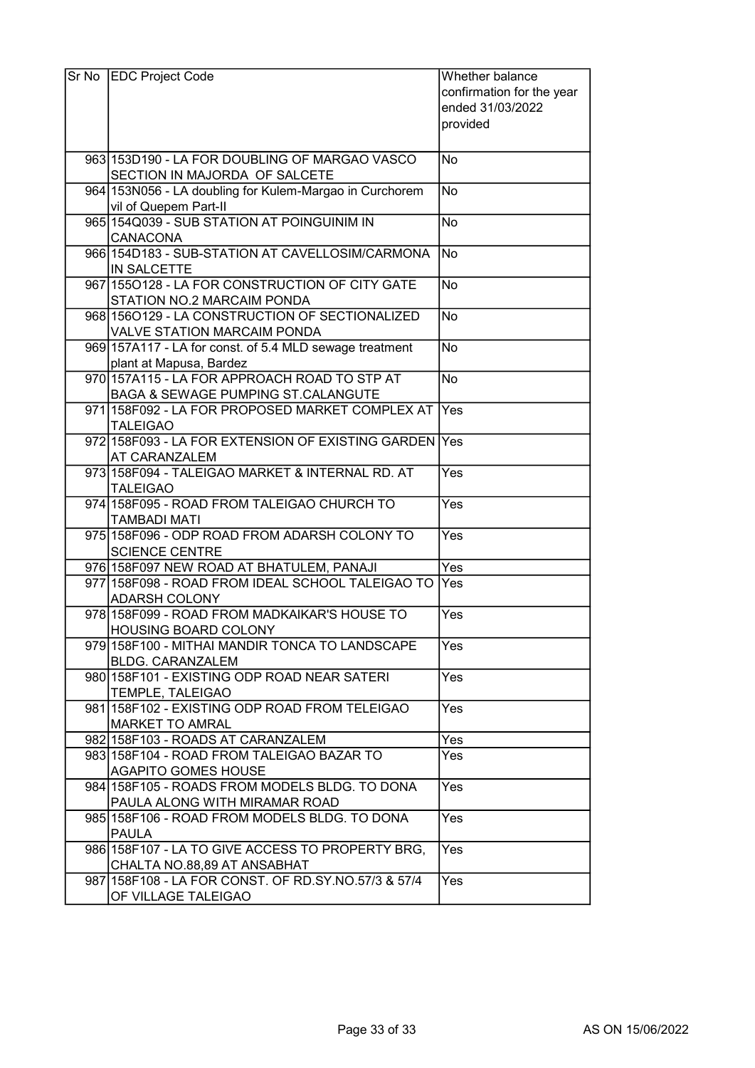| Sr No | EDC Project Code | Whether balance confirmation for the year ended 31/03/2022 provided |
|---|---|---|
| 963 | 153D190 - LA FOR DOUBLING OF MARGAO VASCO SECTION IN MAJORDA OF SALCETE | No |
| 964 | 153N056 - LA doubling for Kulem-Margao in Curchorem vil of Quepem Part-II | No |
| 965 | 154Q039 - SUB STATION AT POINGUINIM IN CANACONA | No |
| 966 | 154D183 - SUB-STATION AT CAVELLOSIM/CARMONA IN SALCETTE | No |
| 967 | 155O128 - LA FOR CONSTRUCTION OF CITY GATE STATION NO.2 MARCAIM PONDA | No |
| 968 | 156O129 - LA CONSTRUCTION OF SECTIONALIZED VALVE STATION MARCAIM PONDA | No |
| 969 | 157A117 - LA for const. of 5.4 MLD sewage treatment plant at Mapusa, Bardez | No |
| 970 | 157A115 - LA FOR APPROACH ROAD TO STP AT BAGA & SEWAGE PUMPING ST.CALANGUTE | No |
| 971 | 158F092 - LA FOR PROPOSED MARKET COMPLEX AT TALEIGAO | Yes |
| 972 | 158F093 - LA FOR EXTENSION OF EXISTING GARDEN AT CARANZALEM | Yes |
| 973 | 158F094 - TALEIGAO MARKET & INTERNAL RD. AT TALEIGAO | Yes |
| 974 | 158F095 - ROAD FROM TALEIGAO CHURCH TO TAMBADI MATI | Yes |
| 975 | 158F096 - ODP ROAD FROM ADARSH COLONY TO SCIENCE CENTRE | Yes |
| 976 | 158F097 NEW ROAD AT BHATULEM, PANAJI | Yes |
| 977 | 158F098 - ROAD FROM IDEAL SCHOOL TALEIGAO TO ADARSH COLONY | Yes |
| 978 | 158F099 - ROAD FROM MADKAIKAR'S HOUSE TO HOUSING BOARD COLONY | Yes |
| 979 | 158F100 - MITHAI MANDIR TONCA TO LANDSCAPE BLDG. CARANZALEM | Yes |
| 980 | 158F101 - EXISTING ODP ROAD NEAR SATERI TEMPLE, TALEIGAO | Yes |
| 981 | 158F102 - EXISTING ODP ROAD FROM TELEIGAO MARKET TO AMRAL | Yes |
| 982 | 158F103 - ROADS AT CARANZALEM | Yes |
| 983 | 158F104 - ROAD FROM TALEIGAO BAZAR TO AGAPITO GOMES HOUSE | Yes |
| 984 | 158F105 - ROADS FROM MODELS BLDG. TO DONA PAULA ALONG WITH MIRAMAR ROAD | Yes |
| 985 | 158F106 - ROAD FROM MODELS BLDG. TO DONA PAULA | Yes |
| 986 | 158F107 - LA TO GIVE ACCESS TO PROPERTY BRG, CHALTA NO.88,89 AT ANSABHAT | Yes |
| 987 | 158F108 - LA FOR CONST. OF RD.SY.NO.57/3 & 57/4 OF VILLAGE TALEIGAO | Yes |

AS ON 15/06/2022